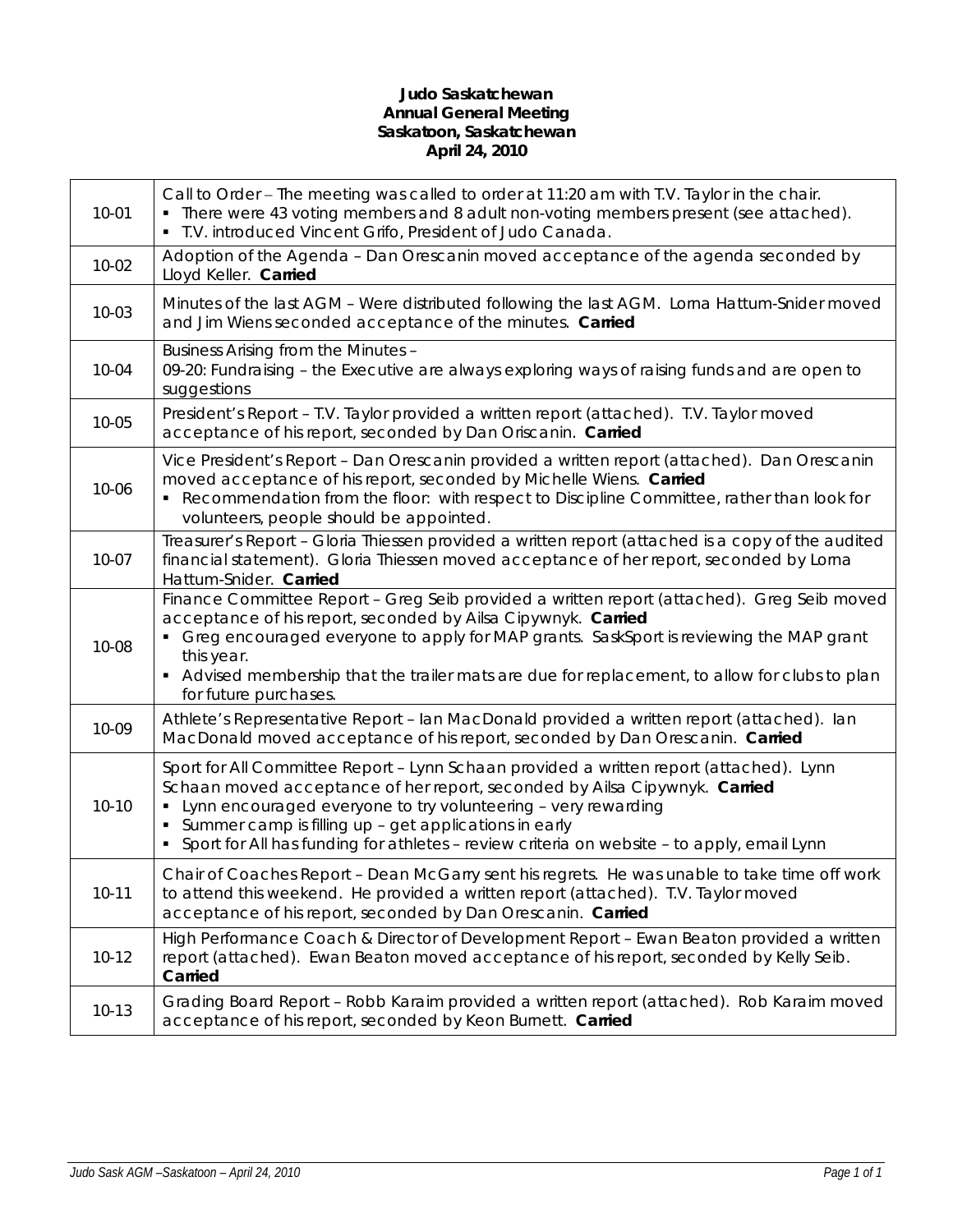# Judo Saskatchewan
## Annual General Meeting
## Saskatoon, Saskatchewan
## April 24, 2010

| | |
|---|---|
| 10-01 | Call to Order – The meeting was called to order at 11:20 am with T.V. Taylor in the chair.<br>▪ There were 43 voting members and 8 adult non-voting members present (see attached).<br>▪ T.V. introduced Vincent Grifo, President of Judo Canada. |
| 10-02 | Adoption of the Agenda – Dan Orescanin moved acceptance of the agenda seconded by Lloyd Keller. **Carried** |
| 10-03 | Minutes of the last AGM – Were distributed following the last AGM. Lorna Hattum-Snider moved and Jim Wiens seconded acceptance of the minutes. **Carried** |
| 10-04 | Business Arising from the Minutes –<br>09-20: Fundraising – the Executive are always exploring ways of raising funds and are open to suggestions |
| 10-05 | President's Report – T.V. Taylor provided a written report (attached). T.V. Taylor moved acceptance of his report, seconded by Dan Oriscanin. **Carried** |
| 10-06 | Vice President's Report – Dan Orescanin provided a written report (attached). Dan Orescanin moved acceptance of his report, seconded by Michelle Wiens. **Carried**<br>▪ Recommendation from the floor: with respect to Discipline Committee, rather than look for volunteers, people should be appointed. |
| 10-07 | Treasurer's Report – Gloria Thiessen provided a written report (attached is a copy of the audited financial statement). Gloria Thiessen moved acceptance of her report, seconded by Lorna Hattum-Snider. **Carried** |
| 10-08 | Finance Committee Report – Greg Seib provided a written report (attached). Greg Seib moved acceptance of his report, seconded by Ailsa Cipywnyk. **Carried**<br>▪ Greg encouraged everyone to apply for MAP grants. SaskSport is reviewing the MAP grant this year.<br>▪ Advised membership that the trailer mats are due for replacement, to allow for clubs to plan for future purchases. |
| 10-09 | Athlete's Representative Report – Ian MacDonald provided a written report (attached). Ian MacDonald moved acceptance of his report, seconded by Dan Orescanin. **Carried** |
| 10-10 | Sport for All Committee Report – Lynn Schaan provided a written report (attached). Lynn Schaan moved acceptance of her report, seconded by Ailsa Cipywnyk. **Carried**<br>▪ Lynn encouraged everyone to try volunteering – very rewarding<br>▪ Summer camp is filling up – get applications in early<br>▪ Sport for All has funding for athletes – review criteria on website – to apply, email Lynn |
| 10-11 | Chair of Coaches Report – Dean McGarry sent his regrets. He was unable to take time off work to attend this weekend. He provided a written report (attached). T.V. Taylor moved acceptance of his report, seconded by Dan Orescanin. **Carried** |
| 10-12 | High Performance Coach & Director of Development Report – Ewan Beaton provided a written report (attached). Ewan Beaton moved acceptance of his report, seconded by Kelly Seib. **Carried** |
| 10-13 | Grading Board Report – Robb Karaim provided a written report (attached). Rob Karaim moved acceptance of his report, seconded by Keon Burnett. **Carried** |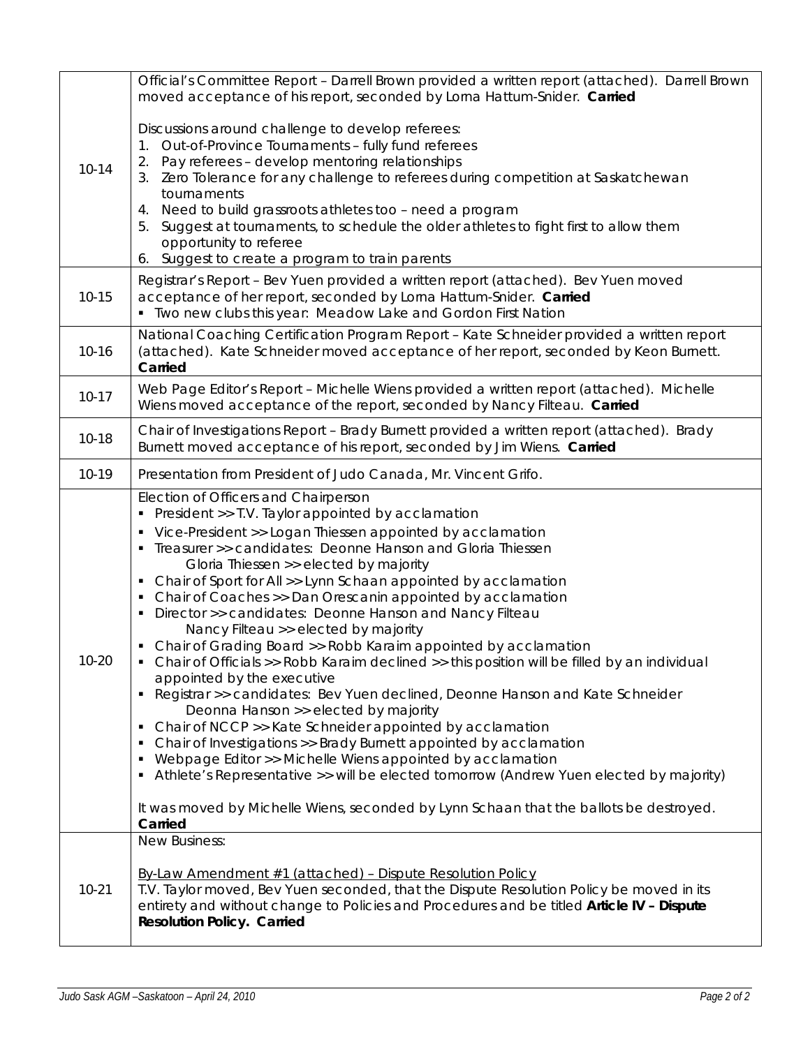| | |
|---|---|
| 10-14 | Official's Committee Report – Darrell Brown provided a written report (attached). Darrell Brown moved acceptance of his report, seconded by Lorna Hattum-Snider. **Carried**<br><br>Discussions around challenge to develop referees:<br>1. Out-of-Province Tournaments – fully fund referees<br>2. Pay referees – develop mentoring relationships<br>3. Zero Tolerance for any challenge to referees during competition at Saskatchewan tournaments<br>4. Need to build grassroots athletes too – need a program<br>5. Suggest at tournaments, to schedule the older athletes to fight first to allow them opportunity to referee<br>6. Suggest to create a program to train parents |
| 10-15 | Registrar's Report – Bev Yuen provided a written report (attached). Bev Yuen moved acceptance of her report, seconded by Lorna Hattum-Snider. **Carried**<br>▪ Two new clubs this year: Meadow Lake and Gordon First Nation |
| 10-16 | National Coaching Certification Program Report – Kate Schneider provided a written report (attached). Kate Schneider moved acceptance of her report, seconded by Keon Burnett. **Carried** |
| 10-17 | Web Page Editor's Report – Michelle Wiens provided a written report (attached). Michelle Wiens moved acceptance of the report, seconded by Nancy Filteau. **Carried** |
| 10-18 | Chair of Investigations Report – Brady Burnett provided a written report (attached). Brady Burnett moved acceptance of his report, seconded by Jim Wiens. **Carried** |
| 10-19 | Presentation from President of Judo Canada, Mr. Vincent Grifo. |
| 10-20 | Election of Officers and Chairperson<br>▪ President >> T.V. Taylor appointed by acclamation<br>▪ Vice-President >> Logan Thiessen appointed by acclamation<br>▪ Treasurer >> candidates: Deonne Hanson and Gloria Thiessen<br>Gloria Thiessen >> elected by majority<br>▪ Chair of Sport for All >> Lynn Schaan appointed by acclamation<br>▪ Chair of Coaches >> Dan Orescanin appointed by acclamation<br>▪ Director >> candidates: Deonne Hanson and Nancy Filteau<br>Nancy Filteau >> elected by majority<br>▪ Chair of Grading Board >> Robb Karaim appointed by acclamation<br>▪ Chair of Officials >> Robb Karaim declined >> this position will be filled by an individual appointed by the executive<br>▪ Registrar >> candidates: Bev Yuen declined, Deonne Hanson and Kate Schneider<br>Deonna Hanson >> elected by majority<br>▪ Chair of NCCP >> Kate Schneider appointed by acclamation<br>▪ Chair of Investigations >> Brady Burnett appointed by acclamation<br>▪ Webpage Editor >> Michelle Wiens appointed by acclamation<br>▪ Athlete's Representative >> will be elected tomorrow (Andrew Yuen elected by majority)<br><br>It was moved by Michelle Wiens, seconded by Lynn Schaan that the ballots be destroyed. **Carried** |
| 10-21 | New Business:<br><br>By-Law Amendment #1 (attached) – Dispute Resolution Policy<br>T.V. Taylor moved, Bev Yuen seconded, that the Dispute Resolution Policy be moved in its entirety and without change to Policies and Procedures and be titled **Article IV – Dispute Resolution Policy. Carried** |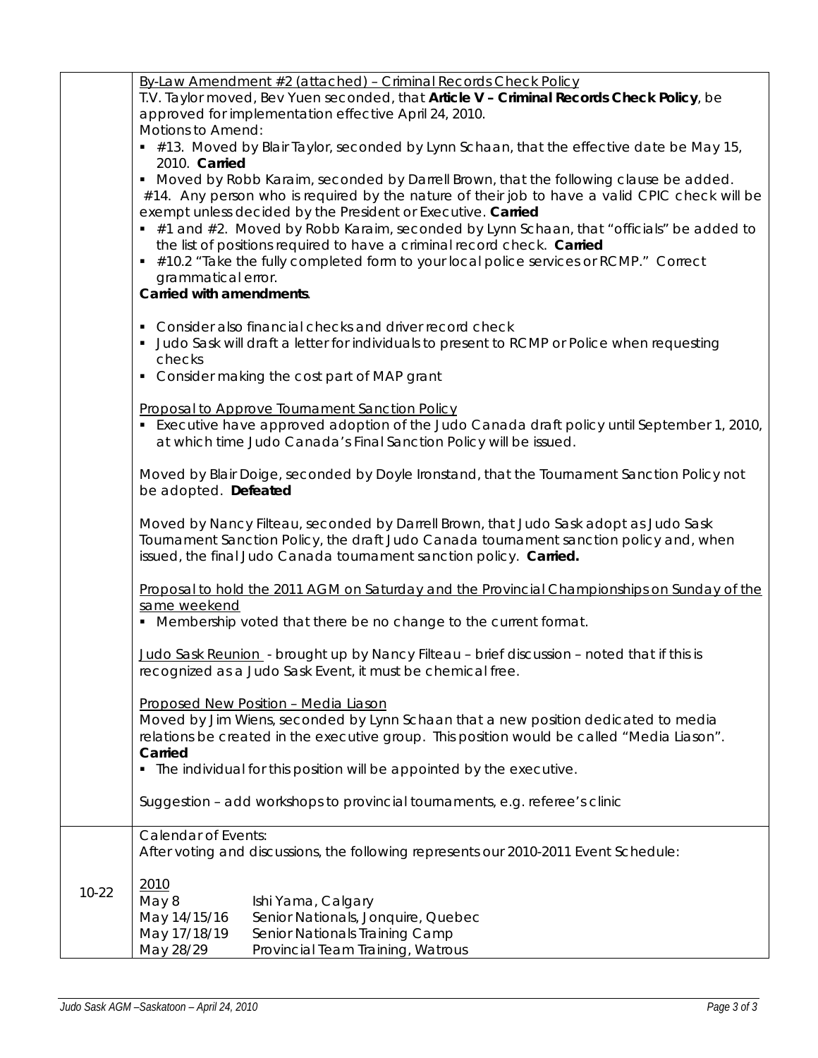| | |
|---|---|
| | <u>By-Law Amendment #2 (attached) – Criminal Records Check Policy</u><br>T.V. Taylor moved, Bev Yuen seconded, that **Article V – Criminal Records Check Policy**, be approved for implementation effective April 24, 2010.<br>Motions to Amend:<br>▪ #13. Moved by Blair Taylor, seconded by Lynn Schaan, that the effective date be May 15, 2010. **Carried**<br>▪ Moved by Robb Karaim, seconded by Darrell Brown, that the following clause be added. #14. Any person who is required by the nature of their job to have a valid CPIC check will be exempt unless decided by the President or Executive. **Carried**<br>▪ #1 and #2. Moved by Robb Karaim, seconded by Lynn Schaan, that "officials" be added to the list of positions required to have a criminal record check. **Carried**<br>▪ #10.2 "Take the fully completed form to your local police services or RCMP." Correct grammatical error.<br>**Carried with amendments**.<br><br>▪ Consider also financial checks and driver record check<br>▪ Judo Sask will draft a letter for individuals to present to RCMP or Police when requesting checks<br>▪ Consider making the cost part of MAP grant<br><br><u>Proposal to Approve Tournament Sanction Policy</u><br>▪ Executive have approved adoption of the Judo Canada draft policy until September 1, 2010, at which time Judo Canada's Final Sanction Policy will be issued.<br><br>Moved by Blair Doige, seconded by Doyle Ironstand, that the Tournament Sanction Policy not be adopted. **Defeated**<br><br>Moved by Nancy Filteau, seconded by Darrell Brown, that Judo Sask adopt as Judo Sask Tournament Sanction Policy, the draft Judo Canada tournament sanction policy and, when issued, the final Judo Canada tournament sanction policy. **Carried.**<br><br><u>Proposal to hold the 2011 AGM on Saturday and the Provincial Championships on Sunday of the same weekend</u><br>▪ Membership voted that there be no change to the current format.<br><br><u>Judo Sask Reunion</u> - brought up by Nancy Filteau – brief discussion – noted that if this is recognized as a Judo Sask Event, it must be chemical free.<br><br><u>Proposed New Position – Media Liason</u><br>Moved by Jim Wiens, seconded by Lynn Schaan that a new position dedicated to media relations be created in the executive group. This position would be called "Media Liason". **Carried**<br>▪ The individual for this position will be appointed by the executive.<br><br>Suggestion – add workshops to provincial tournaments, e.g. referee's clinic |
| 10-22 | Calendar of Events:<br>After voting and discussions, the following represents our 2010-2011 Event Schedule:<br><br><u>2010</u><br>May 8 — Ishi Yama, Calgary<br>May 14/15/16 — Senior Nationals, Jonquire, Quebec<br>May 17/18/19 — Senior Nationals Training Camp<br>May 28/29 — Provincial Team Training, Watrous |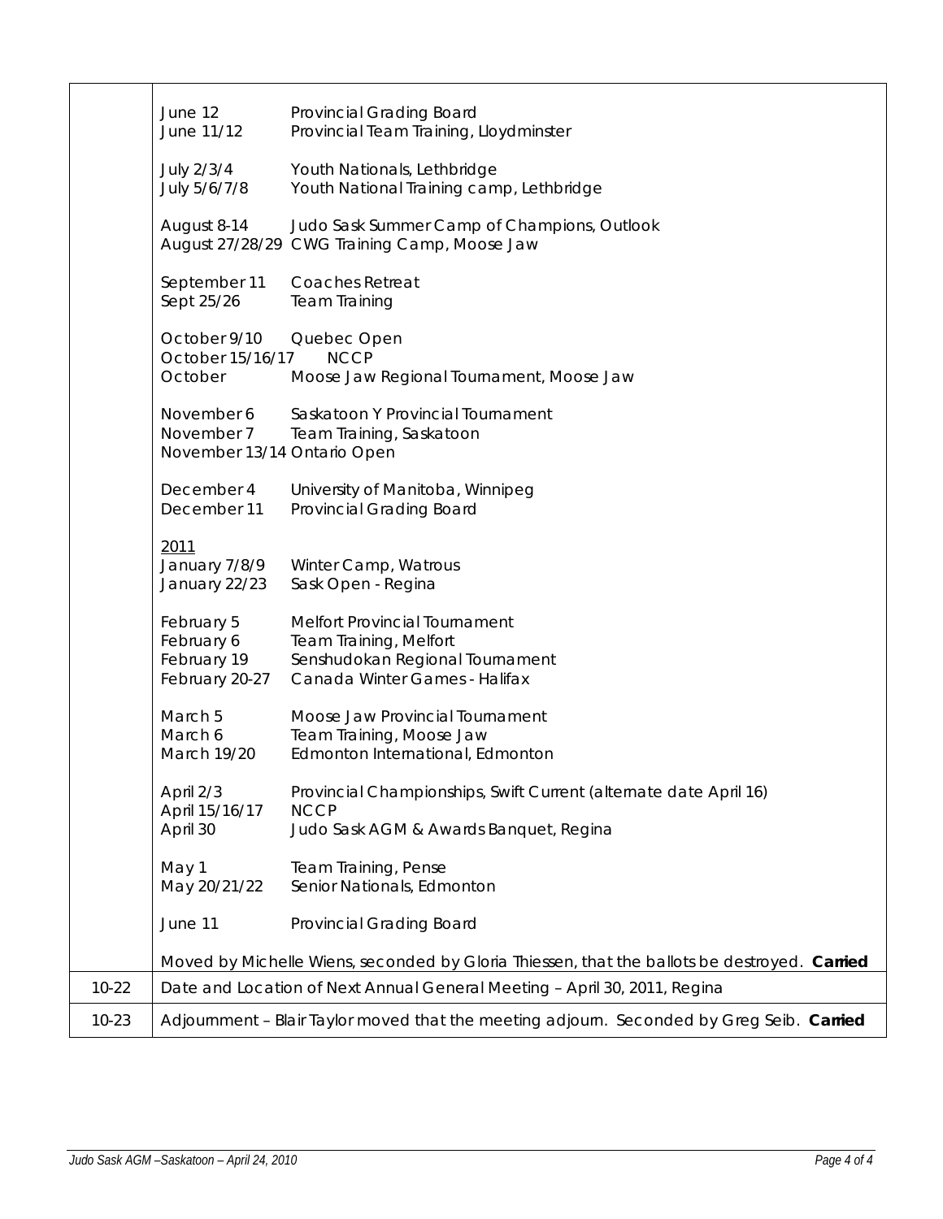| | |
|---|---|
| | June 12 Provincial Grading Board<br>June 11/12 Provincial Team Training, Lloydminster<br><br>July 2/3/4 Youth Nationals, Lethbridge<br>July 5/6/7/8 Youth National Training camp, Lethbridge<br><br>August 8-14 Judo Sask Summer Camp of Champions, Outlook<br>August 27/28/29 CWG Training Camp, Moose Jaw<br><br>September 11 Coaches Retreat<br>Sept 25/26 Team Training<br><br>October 9/10 Quebec Open<br>October 15/16/17 NCCP<br>October Moose Jaw Regional Tournament, Moose Jaw<br><br>November 6 Saskatoon Y Provincial Tournament<br>November 7 Team Training, Saskatoon<br>November 13/14 Ontario Open<br><br>December 4 University of Manitoba, Winnipeg<br>December 11 Provincial Grading Board<br><br>2011<br>January 7/8/9 Winter Camp, Watrous<br>January 22/23 Sask Open - Regina<br><br>February 5 Melfort Provincial Tournament<br>February 6 Team Training, Melfort<br>February 19 Senshudokan Regional Tournament<br>February 20-27 Canada Winter Games - Halifax<br><br>March 5 Moose Jaw Provincial Tournament<br>March 6 Team Training, Moose Jaw<br>March 19/20 Edmonton International, Edmonton<br><br>April 2/3 Provincial Championships, Swift Current (alternate date April 16)<br>April 15/16/17 NCCP<br>April 30 Judo Sask AGM & Awards Banquet, Regina<br><br>May 1 Team Training, Pense<br>May 20/21/22 Senior Nationals, Edmonton<br><br>June 11 Provincial Grading Board<br><br>Moved by Michelle Wiens, seconded by Gloria Thiessen, that the ballots be destroyed. **Carried** |
| 10-22 | Date and Location of Next Annual General Meeting – April 30, 2011, Regina |
| 10-23 | Adjournment – Blair Taylor moved that the meeting adjourn. Seconded by Greg Seib. **Carried** |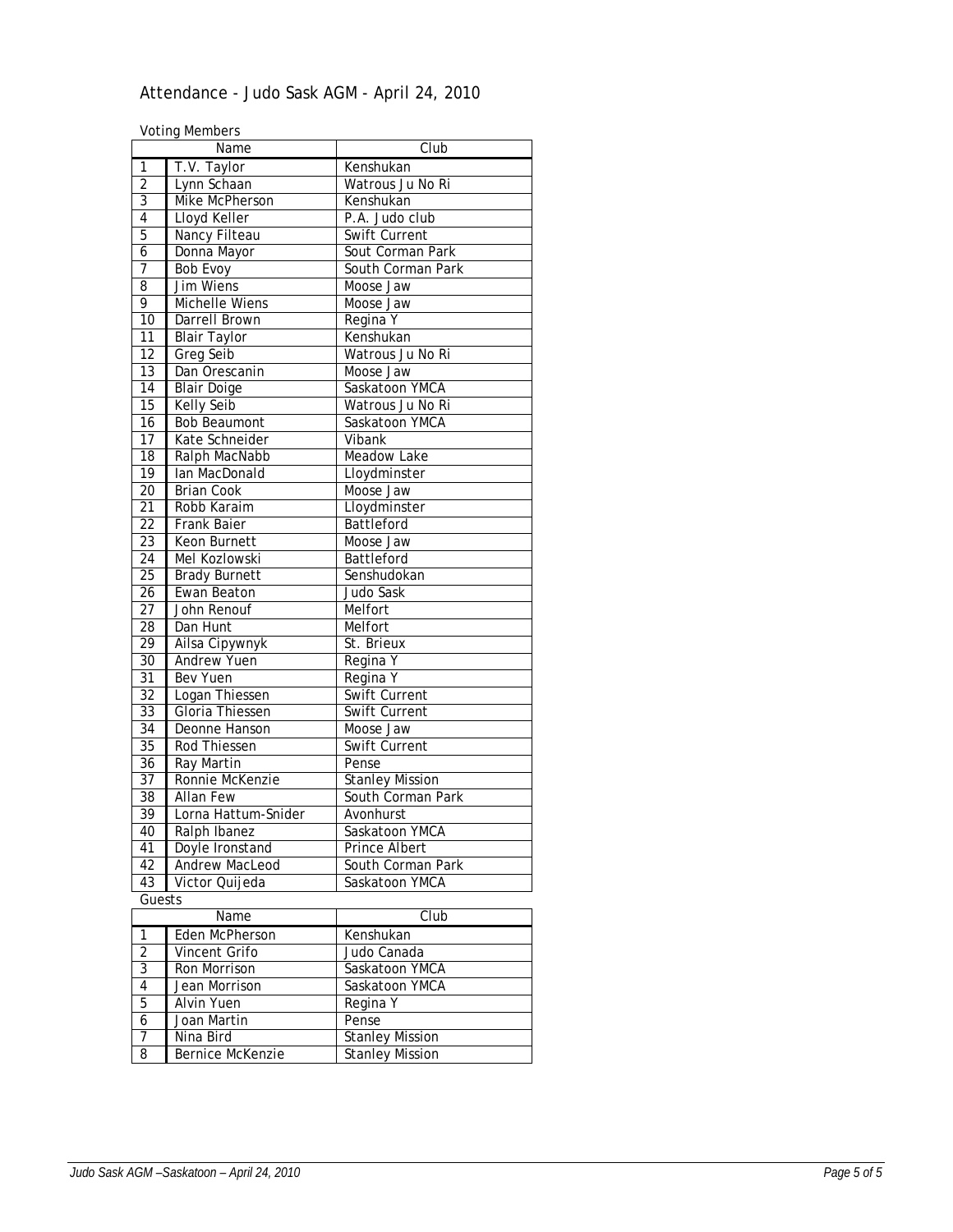# Attendance - Judo Sask AGM - April 24, 2010

Voting Members

| | Name | Club |
|---|---|---|
| 1 | T.V. Taylor | Kenshukan |
| 2 | Lynn Schaan | Watrous Ju No Ri |
| 3 | Mike McPherson | Kenshukan |
| 4 | Lloyd Keller | P.A. Judo club |
| 5 | Nancy Filteau | Swift Current |
| 6 | Donna Mayor | Sout Corman Park |
| 7 | Bob Evoy | South Corman Park |
| 8 | Jim Wiens | Moose Jaw |
| 9 | Michelle Wiens | Moose Jaw |
| 10 | Darrell Brown | Regina Y |
| 11 | Blair Taylor | Kenshukan |
| 12 | Greg Seib | Watrous Ju No Ri |
| 13 | Dan Orescanin | Moose Jaw |
| 14 | Blair Doige | Saskatoon YMCA |
| 15 | Kelly Seib | Watrous Ju No Ri |
| 16 | Bob Beaumont | Saskatoon YMCA |
| 17 | Kate Schneider | Vibank |
| 18 | Ralph MacNabb | Meadow Lake |
| 19 | Ian MacDonald | Lloydminster |
| 20 | Brian Cook | Moose Jaw |
| 21 | Robb Karaim | Lloydminster |
| 22 | Frank Baier | Battleford |
| 23 | Keon Burnett | Moose Jaw |
| 24 | Mel Kozlowski | Battleford |
| 25 | Brady Burnett | Senshudokan |
| 26 | Ewan Beaton | Judo Sask |
| 27 | John Renouf | Melfort |
| 28 | Dan Hunt | Melfort |
| 29 | Ailsa Cipywnyk | St. Brieux |
| 30 | Andrew Yuen | Regina Y |
| 31 | Bev Yuen | Regina Y |
| 32 | Logan Thiessen | Swift Current |
| 33 | Gloria Thiessen | Swift Current |
| 34 | Deonne Hanson | Moose Jaw |
| 35 | Rod Thiessen | Swift Current |
| 36 | Ray Martin | Pense |
| 37 | Ronnie McKenzie | Stanley Mission |
| 38 | Allan Few | South Corman Park |
| 39 | Lorna Hattum-Snider | Avonhurst |
| 40 | Ralph Ibanez | Saskatoon YMCA |
| 41 | Doyle Ironstand | Prince Albert |
| 42 | Andrew MacLeod | South Corman Park |
| 43 | Victor Quijeda | Saskatoon YMCA |

Guests

| | Name | Club |
|---|---|---|
| 1 | Eden McPherson | Kenshukan |
| 2 | Vincent Grifo | Judo Canada |
| 3 | Ron Morrison | Saskatoon YMCA |
| 4 | Jean Morrison | Saskatoon YMCA |
| 5 | Alvin Yuen | Regina Y |
| 6 | Joan Martin | Pense |
| 7 | Nina Bird | Stanley Mission |
| 8 | Bernice McKenzie | Stanley Mission |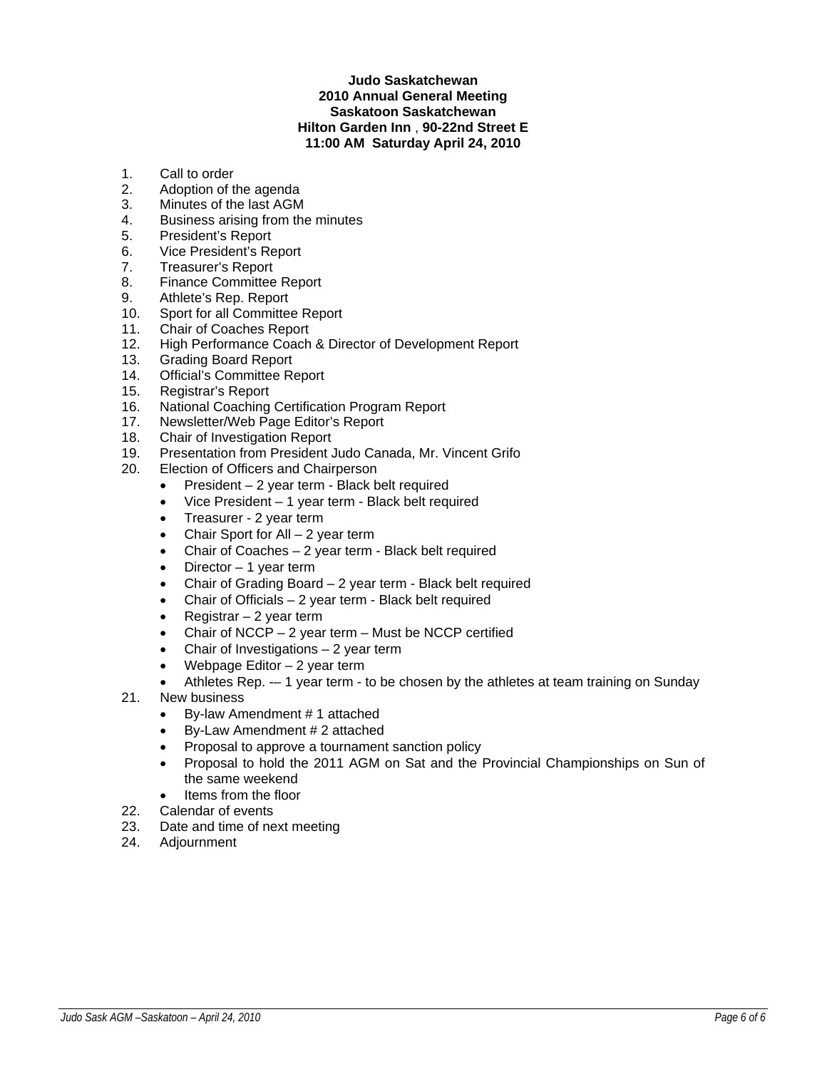**Judo Saskatchewan**
**2010 Annual General Meeting**
**Saskatoon Saskatchewan**
**Hilton Garden Inn , 90-22nd Street E**
**11:00 AM Saturday April 24, 2010**

1. Call to order
2. Adoption of the agenda
3. Minutes of the last AGM
4. Business arising from the minutes
5. President's Report
6. Vice President's Report
7. Treasurer's Report
8. Finance Committee Report
9. Athlete's Rep. Report
10. Sport for all Committee Report
11. Chair of Coaches Report
12. High Performance Coach & Director of Development Report
13. Grading Board Report
14. Official's Committee Report
15. Registrar's Report
16. National Coaching Certification Program Report
17. Newsletter/Web Page Editor's Report
18. Chair of Investigation Report
19. Presentation from President Judo Canada, Mr. Vincent Grifo
20. Election of Officers and Chairperson
    - President – 2 year term - Black belt required
    - Vice President – 1 year term - Black belt required
    - Treasurer - 2 year term
    - Chair Sport for All – 2 year term
    - Chair of Coaches – 2 year term - Black belt required
    - Director – 1 year term
    - Chair of Grading Board – 2 year term - Black belt required
    - Chair of Officials – 2 year term - Black belt required
    - Registrar – 2 year term
    - Chair of NCCP – 2 year term – Must be NCCP certified
    - Chair of Investigations – 2 year term
    - Webpage Editor – 2 year term
    - Athletes Rep. -– 1 year term - to be chosen by the athletes at team training on Sunday
21. New business
    - By-law Amendment # 1 attached
    - By-Law Amendment # 2 attached
    - Proposal to approve a tournament sanction policy
    - Proposal to hold the 2011 AGM on Sat and the Provincial Championships on Sun of the same weekend
    - Items from the floor
22. Calendar of events
23. Date and time of next meeting
24. Adjournment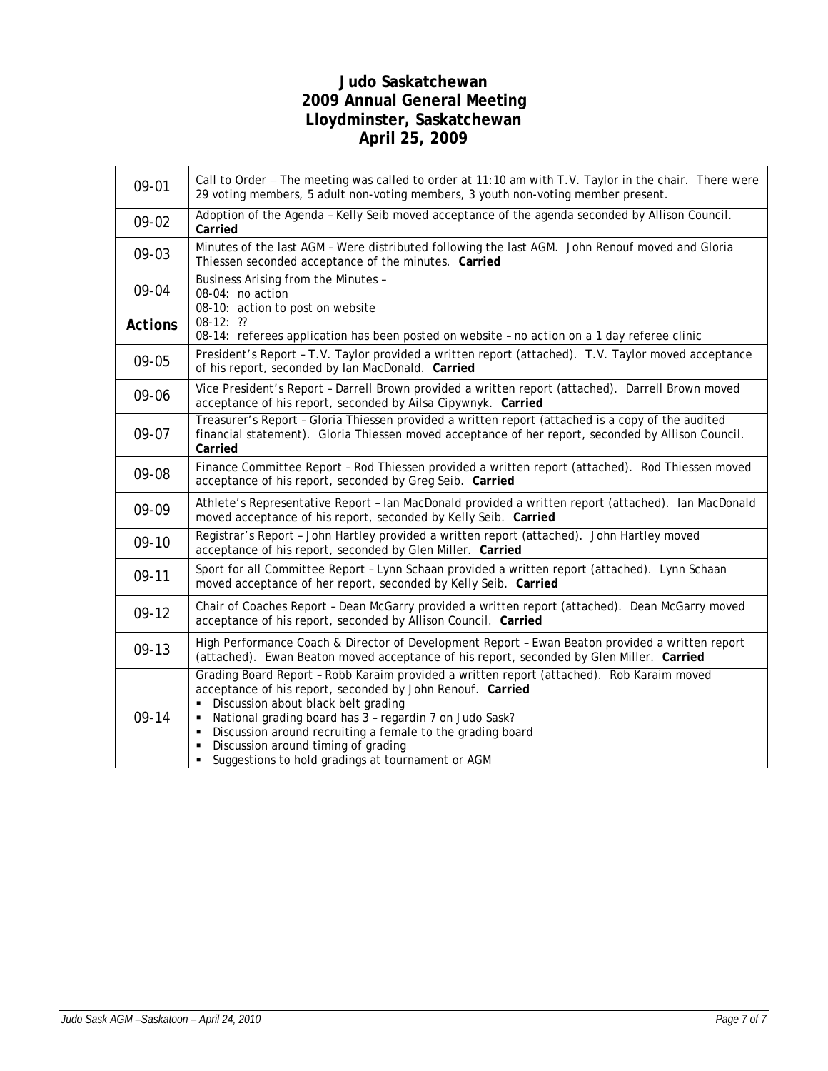# Judo Saskatchewan
## 2009 Annual General Meeting
## Lloydminster, Saskatchewan
## April 25, 2009

| | |
|---|---|
| 09-01 | Call to Order – The meeting was called to order at 11:10 am with T.V. Taylor in the chair. There were 29 voting members, 5 adult non-voting members, 3 youth non-voting member present. |
| 09-02 | Adoption of the Agenda – Kelly Seib moved acceptance of the agenda seconded by Allison Council. **Carried** |
| 09-03 | Minutes of the last AGM – Were distributed following the last AGM. John Renouf moved and Gloria Thiessen seconded acceptance of the minutes. **Carried** |
| 09-04<br><br>**Actions** | Business Arising from the Minutes –<br>08-04: no action<br>08-10: action to post on website<br>08-12: ??<br>08-14: referees application has been posted on website – no action on a 1 day referee clinic |
| 09-05 | President's Report – T.V. Taylor provided a written report (attached). T.V. Taylor moved acceptance of his report, seconded by Ian MacDonald. **Carried** |
| 09-06 | Vice President's Report – Darrell Brown provided a written report (attached). Darrell Brown moved acceptance of his report, seconded by Ailsa Cipywnyk. **Carried** |
| 09-07 | Treasurer's Report – Gloria Thiessen provided a written report (attached is a copy of the audited financial statement). Gloria Thiessen moved acceptance of her report, seconded by Allison Council. **Carried** |
| 09-08 | Finance Committee Report – Rod Thiessen provided a written report (attached). Rod Thiessen moved acceptance of his report, seconded by Greg Seib. **Carried** |
| 09-09 | Athlete's Representative Report – Ian MacDonald provided a written report (attached). Ian MacDonald moved acceptance of his report, seconded by Kelly Seib. **Carried** |
| 09-10 | Registrar's Report – John Hartley provided a written report (attached). John Hartley moved acceptance of his report, seconded by Glen Miller. **Carried** |
| 09-11 | Sport for all Committee Report – Lynn Schaan provided a written report (attached). Lynn Schaan moved acceptance of her report, seconded by Kelly Seib. **Carried** |
| 09-12 | Chair of Coaches Report – Dean McGarry provided a written report (attached). Dean McGarry moved acceptance of his report, seconded by Allison Council. **Carried** |
| 09-13 | High Performance Coach & Director of Development Report – Ewan Beaton provided a written report (attached). Ewan Beaton moved acceptance of his report, seconded by Glen Miller. **Carried** |
| 09-14 | Grading Board Report – Robb Karaim provided a written report (attached). Rob Karaim moved acceptance of his report, seconded by John Renouf. **Carried**<br>▪ Discussion about black belt grading<br>▪ National grading board has 3 – regardin 7 on Judo Sask?<br>▪ Discussion around recruiting a female to the grading board<br>▪ Discussion around timing of grading<br>▪ Suggestions to hold gradings at tournament or AGM |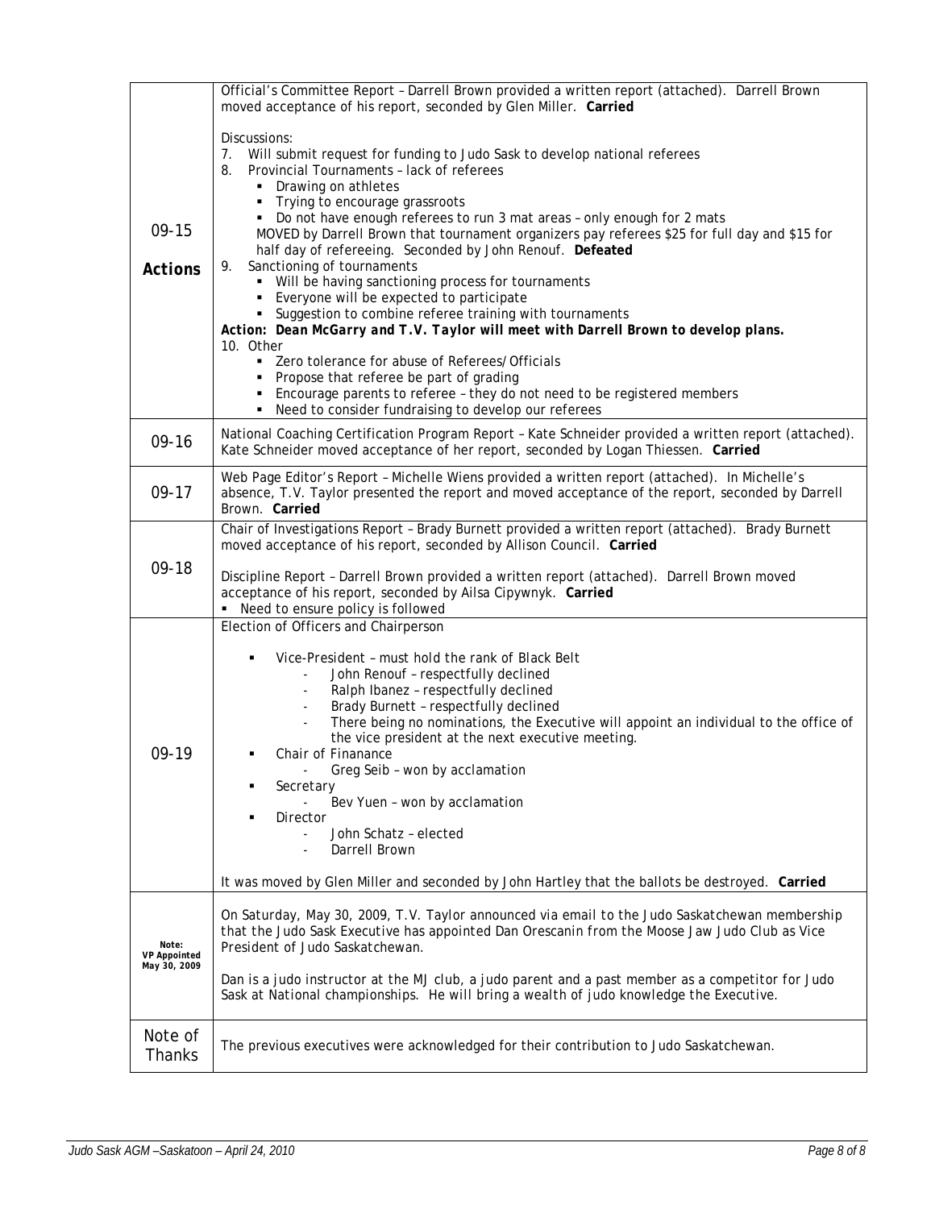| | |
|---|---|
| 09-15<br><br>**Actions** | Official's Committee Report – Darrell Brown provided a written report (attached). Darrell Brown moved acceptance of his report, seconded by Glen Miller. **Carried**<br><br>Discussions:<br>7. Will submit request for funding to Judo Sask to develop national referees<br>8. Provincial Tournaments – lack of referees<br>▪ Drawing on athletes<br>▪ Trying to encourage grassroots<br>▪ Do not have enough referees to run 3 mat areas – only enough for 2 mats<br>MOVED by Darrell Brown that tournament organizers pay referees $25 for full day and $15 for half day of refereeing. Seconded by John Renouf. **Defeated**<br>9. Sanctioning of tournaments<br>▪ Will be having sanctioning process for tournaments<br>▪ Everyone will be expected to participate<br>▪ Suggestion to combine referee training with tournaments<br>***Action: Dean McGarry and T.V. Taylor will meet with Darrell Brown to develop plans.***<br>10. Other<br>▪ Zero tolerance for abuse of Referees/Officials<br>▪ Propose that referee be part of grading<br>▪ Encourage parents to referee – they do not need to be registered members<br>▪ Need to consider fundraising to develop our referees |
| 09-16 | National Coaching Certification Program Report – Kate Schneider provided a written report (attached). Kate Schneider moved acceptance of her report, seconded by Logan Thiessen. **Carried** |
| 09-17 | Web Page Editor's Report – Michelle Wiens provided a written report (attached). In Michelle's absence, T.V. Taylor presented the report and moved acceptance of the report, seconded by Darrell Brown. **Carried** |
| 09-18 | Chair of Investigations Report – Brady Burnett provided a written report (attached). Brady Burnett moved acceptance of his report, seconded by Allison Council. **Carried**<br><br>Discipline Report – Darrell Brown provided a written report (attached). Darrell Brown moved acceptance of his report, seconded by Ailsa Cipywnyk. **Carried**<br>▪ Need to ensure policy is followed |
| 09-19 | Election of Officers and Chairperson<br><br>▪ Vice-President – must hold the rank of Black Belt<br>- John Renouf – respectfully declined<br>- Ralph Ibanez – respectfully declined<br>- Brady Burnett – respectfully declined<br>- There being no nominations, the Executive will appoint an individual to the office of the vice president at the next executive meeting.<br>▪ Chair of Finanance<br>- Greg Seib – won by acclamation<br>▪ Secretary<br>- Bev Yuen – won by acclamation<br>▪ Director<br>- John Schatz – elected<br>- Darrell Brown<br><br>It was moved by Glen Miller and seconded by John Hartley that the ballots be destroyed. **Carried** |
| **Note: VP Appointed May 30, 2009** | *On Saturday, May 30, 2009, T.V. Taylor announced via email to the Judo Saskatchewan membership that the Judo Sask Executive has appointed Dan Orescanin from the Moose Jaw Judo Club as Vice President of Judo Saskatchewan.*<br><br>*Dan is a judo instructor at the MJ club, a judo parent and a past member as a competitor for Judo Sask at National championships. He will bring a wealth of judo knowledge the Executive.* |
| Note of Thanks | The previous executives were acknowledged for their contribution to Judo Saskatchewan. |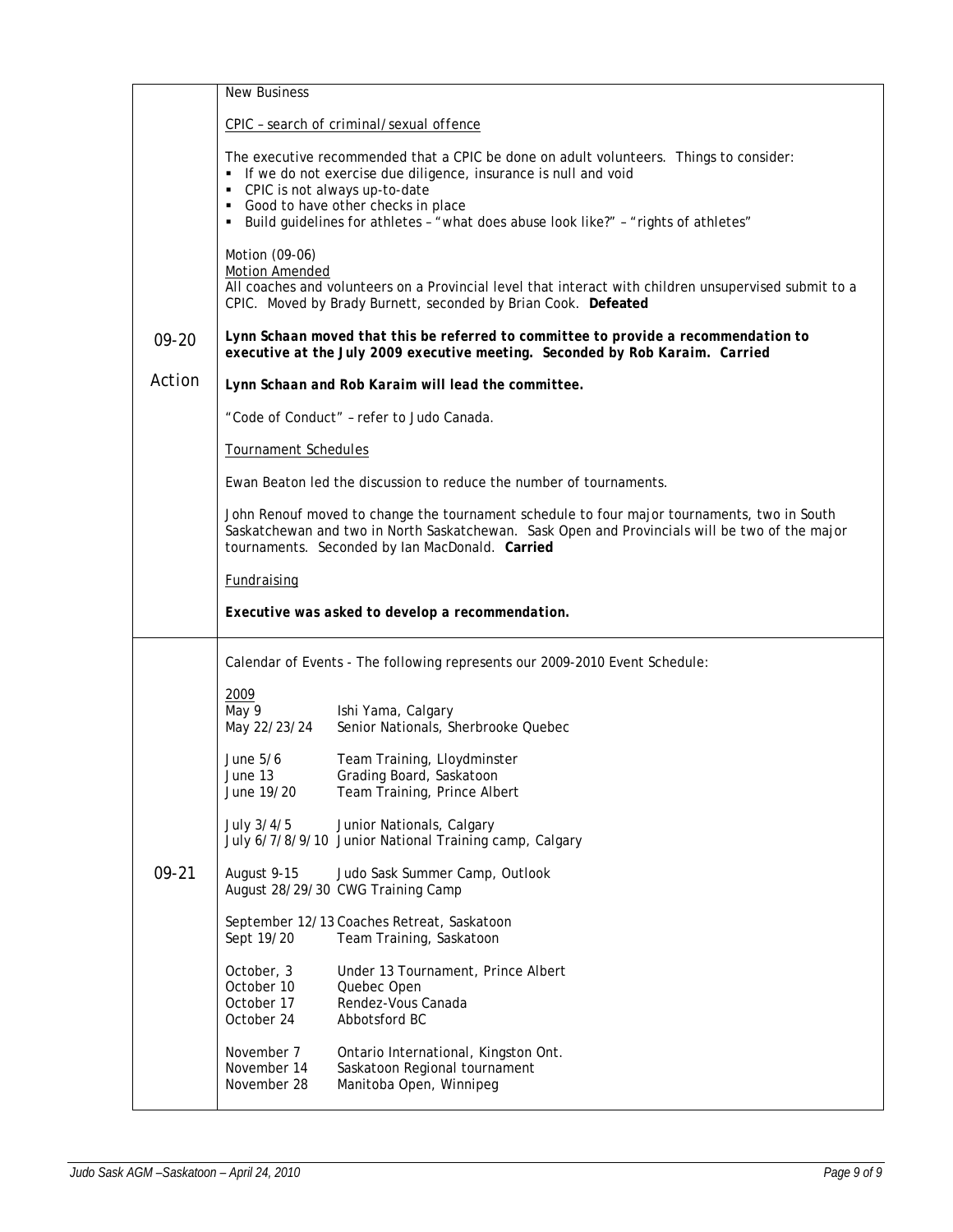| | |
|---|---|
| 09-20<br><br>Action | New Business<br><br><u>CPIC – search of criminal/sexual offence</u><br><br>The executive recommended that a CPIC be done on adult volunteers. Things to consider:<br>▪ If we do not exercise due diligence, insurance is null and void<br>▪ CPIC is not always up-to-date<br>▪ Good to have other checks in place<br>▪ Build guidelines for athletes – "what does abuse look like?" – "rights of athletes"<br><br>Motion (09-06)<br><u>Motion Amended</u><br>All coaches and volunteers on a Provincial level that interact with children unsupervised submit to a CPIC. Moved by Brady Burnett, seconded by Brian Cook. **Defeated**<br><br>***Lynn Schaan moved that this be referred to committee to provide a recommendation to executive at the July 2009 executive meeting. Seconded by Rob Karaim. Carried***<br><br>***Lynn Schaan and Rob Karaim will lead the committee.***<br><br>"Code of Conduct" – refer to Judo Canada.<br><br><u>Tournament Schedules</u><br><br>Ewan Beaton led the discussion to reduce the number of tournaments.<br><br>John Renouf moved to change the tournament schedule to four major tournaments, two in South Saskatchewan and two in North Saskatchewan. Sask Open and Provincials will be two of the major tournaments. Seconded by Ian MacDonald. **Carried**<br><br><u>Fundraising</u><br><br>***Executive was asked to develop a recommendation.*** |
| 09-21 | Calendar of Events - The following represents our 2009-2010 Event Schedule:<br><br><u>2009</u><br>May 9 — Ishi Yama, Calgary<br>May 22/23/24 — Senior Nationals, Sherbrooke Quebec<br><br>June 5/6 — Team Training, Lloydminster<br>June 13 — Grading Board, Saskatoon<br>June 19/20 — Team Training, Prince Albert<br><br>July 3/4/5 — Junior Nationals, Calgary<br>July 6/7/8/9/10 — Junior National Training camp, Calgary<br><br>August 9-15 — Judo Sask Summer Camp, Outlook<br>August 28/29/30 — CWG Training Camp<br><br>September 12/13 — Coaches Retreat, Saskatoon<br>Sept 19/20 — Team Training, Saskatoon<br><br>October, 3 — Under 13 Tournament, Prince Albert<br>October 10 — Quebec Open<br>October 17 — Rendez-Vous Canada<br>October 24 — Abbotsford BC<br><br>November 7 — Ontario International, Kingston Ont.<br>November 14 — Saskatoon Regional tournament<br>November 28 — Manitoba Open, Winnipeg |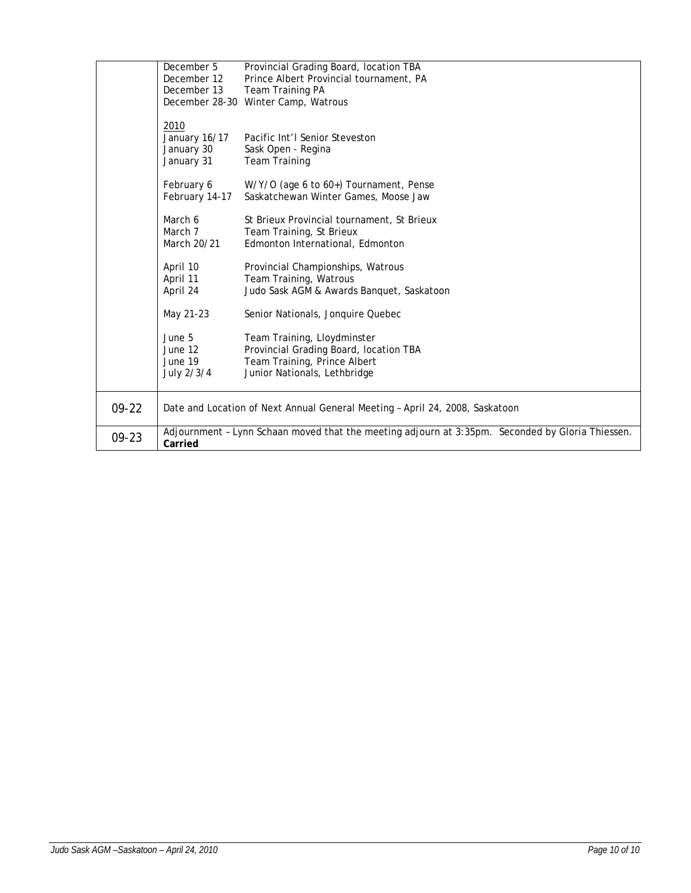| | |
|---|---|
| | December 5 Provincial Grading Board, location TBA<br>December 12 Prince Albert Provincial tournament, PA<br>December 13 Team Training PA<br>December 28-30 Winter Camp, Watrous<br><br><u>2010</u><br>January 16/17 Pacific Int'l Senior Steveston<br>January 30 Sask Open - Regina<br>January 31 Team Training<br><br>February 6 W/Y/O (age 6 to 60+) Tournament, Pense<br>February 14-17 Saskatchewan Winter Games, Moose Jaw<br><br>March 6 St Brieux Provincial tournament, St Brieux<br>March 7 Team Training, St Brieux<br>March 20/21 Edmonton International, Edmonton<br><br>April 10 Provincial Championships, Watrous<br>April 11 Team Training, Watrous<br>April 24 Judo Sask AGM & Awards Banquet, Saskatoon<br><br>May 21-23 Senior Nationals, Jonquire Quebec<br><br>June 5 Team Training, Lloydminster<br>June 12 Provincial Grading Board, location TBA<br>June 19 Team Training, Prince Albert<br>July 2/3/4 Junior Nationals, Lethbridge |
| 09-22 | Date and Location of Next Annual General Meeting – April 24, 2008, Saskatoon |
| 09-23 | Adjournment – Lynn Schaan moved that the meeting adjourn at 3:35pm. Seconded by Gloria Thiessen. **Carried** |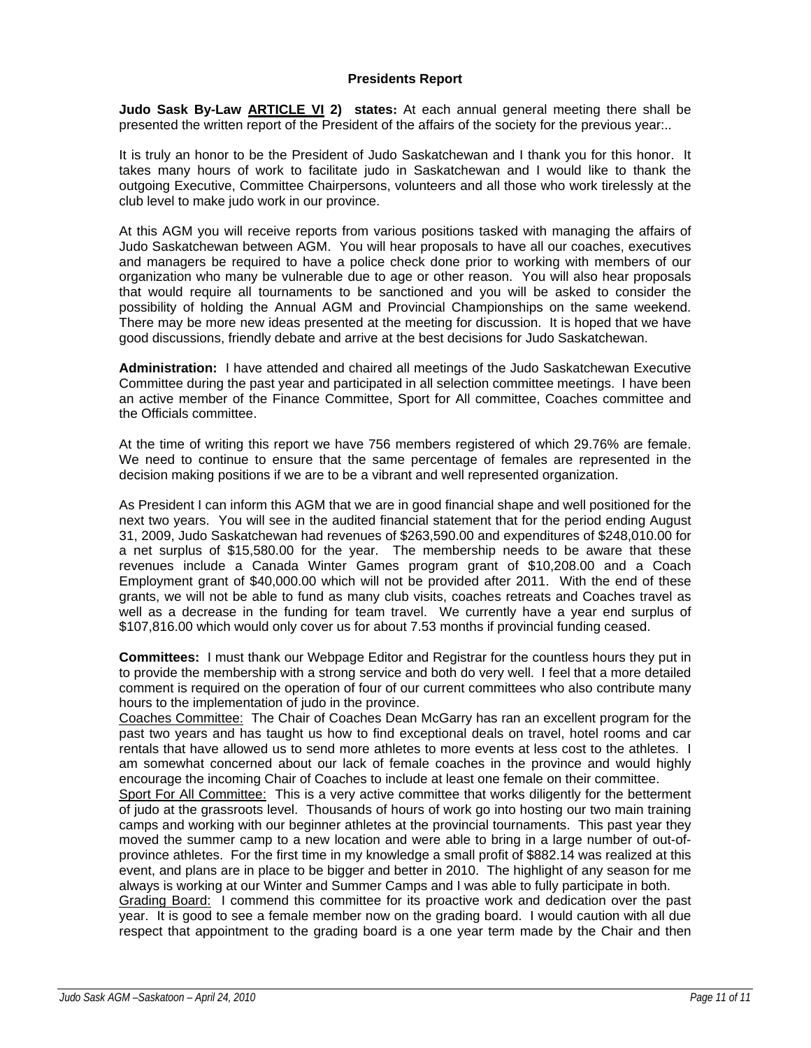## Presidents Report

**Judo Sask By-Law <u>ARTICLE VI</u> 2) states:** At each annual general meeting there shall be presented the written report of the President of the affairs of the society for the previous year:..

It is truly an honor to be the President of Judo Saskatchewan and I thank you for this honor. It takes many hours of work to facilitate judo in Saskatchewan and I would like to thank the outgoing Executive, Committee Chairpersons, volunteers and all those who work tirelessly at the club level to make judo work in our province.

At this AGM you will receive reports from various positions tasked with managing the affairs of Judo Saskatchewan between AGM. You will hear proposals to have all our coaches, executives and managers be required to have a police check done prior to working with members of our organization who many be vulnerable due to age or other reason. You will also hear proposals that would require all tournaments to be sanctioned and you will be asked to consider the possibility of holding the Annual AGM and Provincial Championships on the same weekend. There may be more new ideas presented at the meeting for discussion. It is hoped that we have good discussions, friendly debate and arrive at the best decisions for Judo Saskatchewan.

**Administration:** I have attended and chaired all meetings of the Judo Saskatchewan Executive Committee during the past year and participated in all selection committee meetings. I have been an active member of the Finance Committee, Sport for All committee, Coaches committee and the Officials committee.

At the time of writing this report we have 756 members registered of which 29.76% are female. We need to continue to ensure that the same percentage of females are represented in the decision making positions if we are to be a vibrant and well represented organization.

As President I can inform this AGM that we are in good financial shape and well positioned for the next two years. You will see in the audited financial statement that for the period ending August 31, 2009, Judo Saskatchewan had revenues of $263,590.00 and expenditures of $248,010.00 for a net surplus of $15,580.00 for the year. The membership needs to be aware that these revenues include a Canada Winter Games program grant of $10,208.00 and a Coach Employment grant of $40,000.00 which will not be provided after 2011. With the end of these grants, we will not be able to fund as many club visits, coaches retreats and Coaches travel as well as a decrease in the funding for team travel. We currently have a year end surplus of $107,816.00 which would only cover us for about 7.53 months if provincial funding ceased.

**Committees:** I must thank our Webpage Editor and Registrar for the countless hours they put in to provide the membership with a strong service and both do very well. I feel that a more detailed comment is required on the operation of four of our current committees who also contribute many hours to the implementation of judo in the province.

<u>Coaches Committee:</u> The Chair of Coaches Dean McGarry has ran an excellent program for the past two years and has taught us how to find exceptional deals on travel, hotel rooms and car rentals that have allowed us to send more athletes to more events at less cost to the athletes. I am somewhat concerned about our lack of female coaches in the province and would highly encourage the incoming Chair of Coaches to include at least one female on their committee.

<u>Sport For All Committee:</u> This is a very active committee that works diligently for the betterment of judo at the grassroots level. Thousands of hours of work go into hosting our two main training camps and working with our beginner athletes at the provincial tournaments. This past year they moved the summer camp to a new location and were able to bring in a large number of out-of-province athletes. For the first time in my knowledge a small profit of $882.14 was realized at this event, and plans are in place to be bigger and better in 2010. The highlight of any season for me always is working at our Winter and Summer Camps and I was able to fully participate in both.

<u>Grading Board:</u> I commend this committee for its proactive work and dedication over the past year. It is good to see a female member now on the grading board. I would caution with all due respect that appointment to the grading board is a one year term made by the Chair and then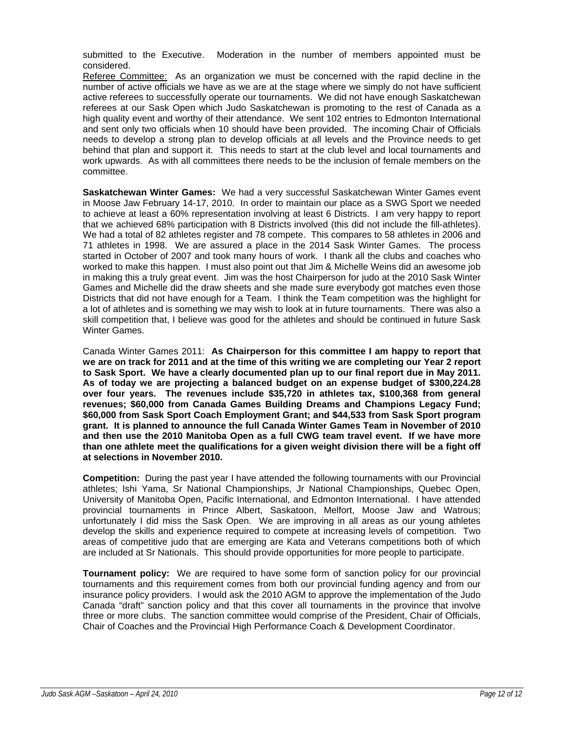submitted to the Executive. Moderation in the number of members appointed must be considered.

Referee Committee: As an organization we must be concerned with the rapid decline in the number of active officials we have as we are at the stage where we simply do not have sufficient active referees to successfully operate our tournaments. We did not have enough Saskatchewan referees at our Sask Open which Judo Saskatchewan is promoting to the rest of Canada as a high quality event and worthy of their attendance. We sent 102 entries to Edmonton International and sent only two officials when 10 should have been provided. The incoming Chair of Officials needs to develop a strong plan to develop officials at all levels and the Province needs to get behind that plan and support it. This needs to start at the club level and local tournaments and work upwards. As with all committees there needs to be the inclusion of female members on the committee.

**Saskatchewan Winter Games:** We had a very successful Saskatchewan Winter Games event in Moose Jaw February 14-17, 2010. In order to maintain our place as a SWG Sport we needed to achieve at least a 60% representation involving at least 6 Districts. I am very happy to report that we achieved 68% participation with 8 Districts involved (this did not include the fill-athletes). We had a total of 82 athletes register and 78 compete. This compares to 58 athletes in 2006 and 71 athletes in 1998. We are assured a place in the 2014 Sask Winter Games. The process started in October of 2007 and took many hours of work. I thank all the clubs and coaches who worked to make this happen. I must also point out that Jim & Michelle Weins did an awesome job in making this a truly great event. Jim was the host Chairperson for judo at the 2010 Sask Winter Games and Michelle did the draw sheets and she made sure everybody got matches even those Districts that did not have enough for a Team. I think the Team competition was the highlight for a lot of athletes and is something we may wish to look at in future tournaments. There was also a skill competition that, I believe was good for the athletes and should be continued in future Sask Winter Games.

Canada Winter Games 2011: **As Chairperson for this committee I am happy to report that we are on track for 2011 and at the time of this writing we are completing our Year 2 report to Sask Sport. We have a clearly documented plan up to our final report due in May 2011. As of today we are projecting a balanced budget on an expense budget of $300,224.28 over four years. The revenues include $35,720 in athletes tax, $100,368 from general revenues; $60,000 from Canada Games Building Dreams and Champions Legacy Fund; $60,000 from Sask Sport Coach Employment Grant; and $44,533 from Sask Sport program grant. It is planned to announce the full Canada Winter Games Team in November of 2010 and then use the 2010 Manitoba Open as a full CWG team travel event. If we have more than one athlete meet the qualifications for a given weight division there will be a fight off at selections in November 2010.**

**Competition:** During the past year I have attended the following tournaments with our Provincial athletes; Ishi Yama, Sr National Championships, Jr National Championships, Quebec Open, University of Manitoba Open, Pacific International, and Edmonton International. I have attended provincial tournaments in Prince Albert, Saskatoon, Melfort, Moose Jaw and Watrous; unfortunately I did miss the Sask Open. We are improving in all areas as our young athletes develop the skills and experience required to compete at increasing levels of competition. Two areas of competitive judo that are emerging are Kata and Veterans competitions both of which are included at Sr Nationals. This should provide opportunities for more people to participate.

**Tournament policy:** We are required to have some form of sanction policy for our provincial tournaments and this requirement comes from both our provincial funding agency and from our insurance policy providers. I would ask the 2010 AGM to approve the implementation of the Judo Canada "draft" sanction policy and that this cover all tournaments in the province that involve three or more clubs. The sanction committee would comprise of the President, Chair of Officials, Chair of Coaches and the Provincial High Performance Coach & Development Coordinator.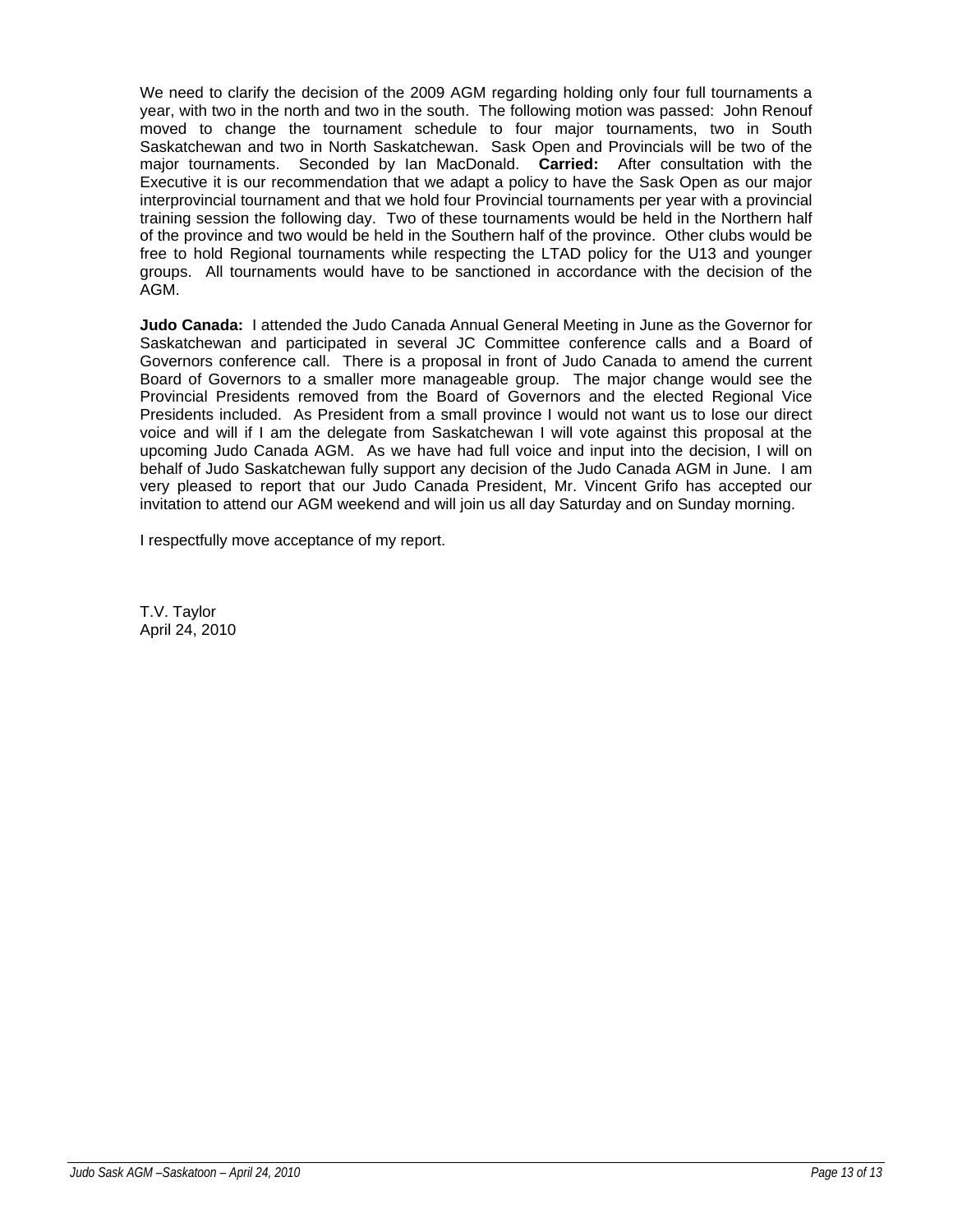We need to clarify the decision of the 2009 AGM regarding holding only four full tournaments a year, with two in the north and two in the south. The following motion was passed: John Renouf moved to change the tournament schedule to four major tournaments, two in South Saskatchewan and two in North Saskatchewan. Sask Open and Provincials will be two of the major tournaments. Seconded by Ian MacDonald. **Carried:** After consultation with the Executive it is our recommendation that we adapt a policy to have the Sask Open as our major interprovincial tournament and that we hold four Provincial tournaments per year with a provincial training session the following day. Two of these tournaments would be held in the Northern half of the province and two would be held in the Southern half of the province. Other clubs would be free to hold Regional tournaments while respecting the LTAD policy for the U13 and younger groups. All tournaments would have to be sanctioned in accordance with the decision of the AGM.

**Judo Canada:** I attended the Judo Canada Annual General Meeting in June as the Governor for Saskatchewan and participated in several JC Committee conference calls and a Board of Governors conference call. There is a proposal in front of Judo Canada to amend the current Board of Governors to a smaller more manageable group. The major change would see the Provincial Presidents removed from the Board of Governors and the elected Regional Vice Presidents included. As President from a small province I would not want us to lose our direct voice and will if I am the delegate from Saskatchewan I will vote against this proposal at the upcoming Judo Canada AGM. As we have had full voice and input into the decision, I will on behalf of Judo Saskatchewan fully support any decision of the Judo Canada AGM in June. I am very pleased to report that our Judo Canada President, Mr. Vincent Grifo has accepted our invitation to attend our AGM weekend and will join us all day Saturday and on Sunday morning.

I respectfully move acceptance of my report.

T.V. Taylor
April 24, 2010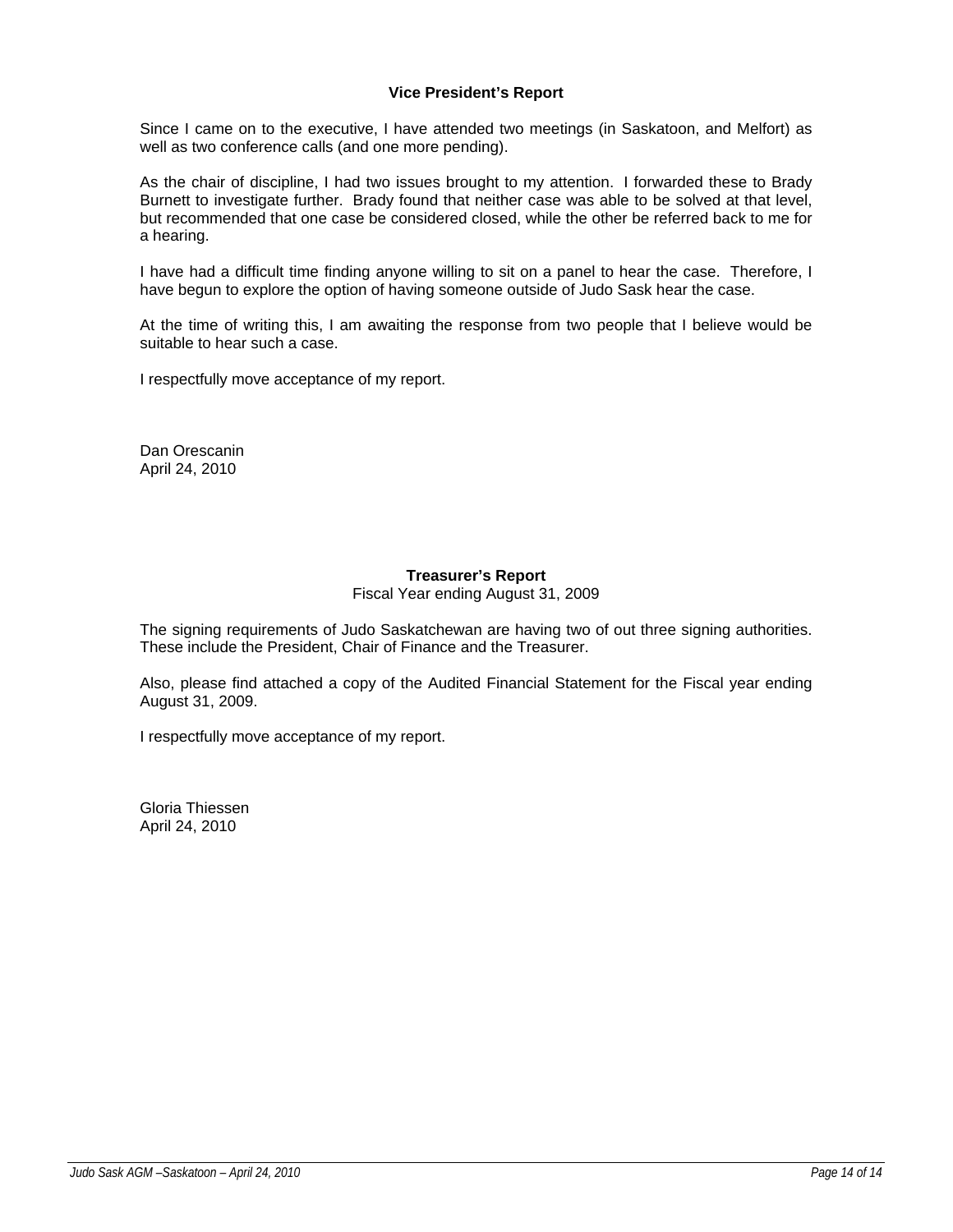## Vice President's Report

Since I came on to the executive, I have attended two meetings (in Saskatoon, and Melfort) as well as two conference calls (and one more pending).

As the chair of discipline, I had two issues brought to my attention. I forwarded these to Brady Burnett to investigate further. Brady found that neither case was able to be solved at that level, but recommended that one case be considered closed, while the other be referred back to me for a hearing.

I have had a difficult time finding anyone willing to sit on a panel to hear the case. Therefore, I have begun to explore the option of having someone outside of Judo Sask hear the case.

At the time of writing this, I am awaiting the response from two people that I believe would be suitable to hear such a case.

I respectfully move acceptance of my report.

Dan Orescanin
April 24, 2010

## Treasurer's Report

Fiscal Year ending August 31, 2009

The signing requirements of Judo Saskatchewan are having two of out three signing authorities. These include the President, Chair of Finance and the Treasurer.

Also, please find attached a copy of the Audited Financial Statement for the Fiscal year ending August 31, 2009.

I respectfully move acceptance of my report.

Gloria Thiessen
April 24, 2010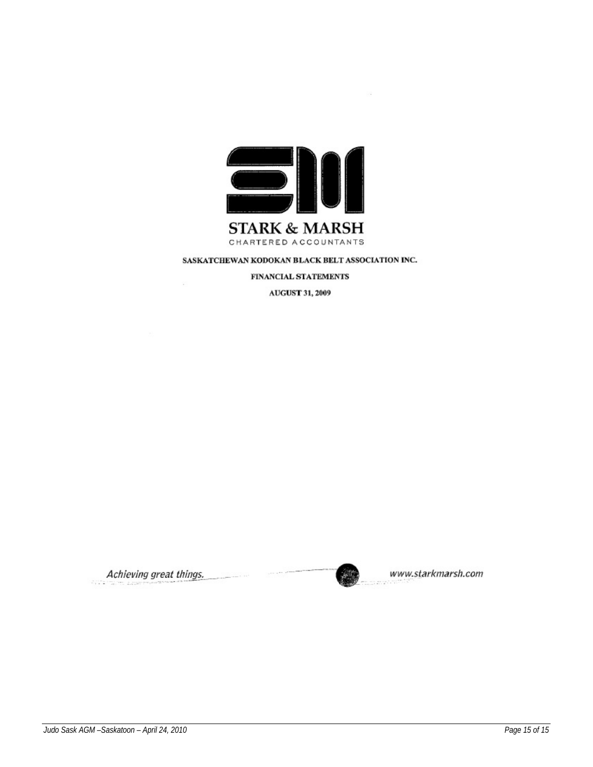STARK & MARSH

CHARTERED ACCOUNTANTS

**SASKATCHEWAN KODOKAN BLACK BELT ASSOCIATION INC.**

**FINANCIAL STATEMENTS**

**AUGUST 31, 2009**

*Achieving great things.*

www.starkmarsh.com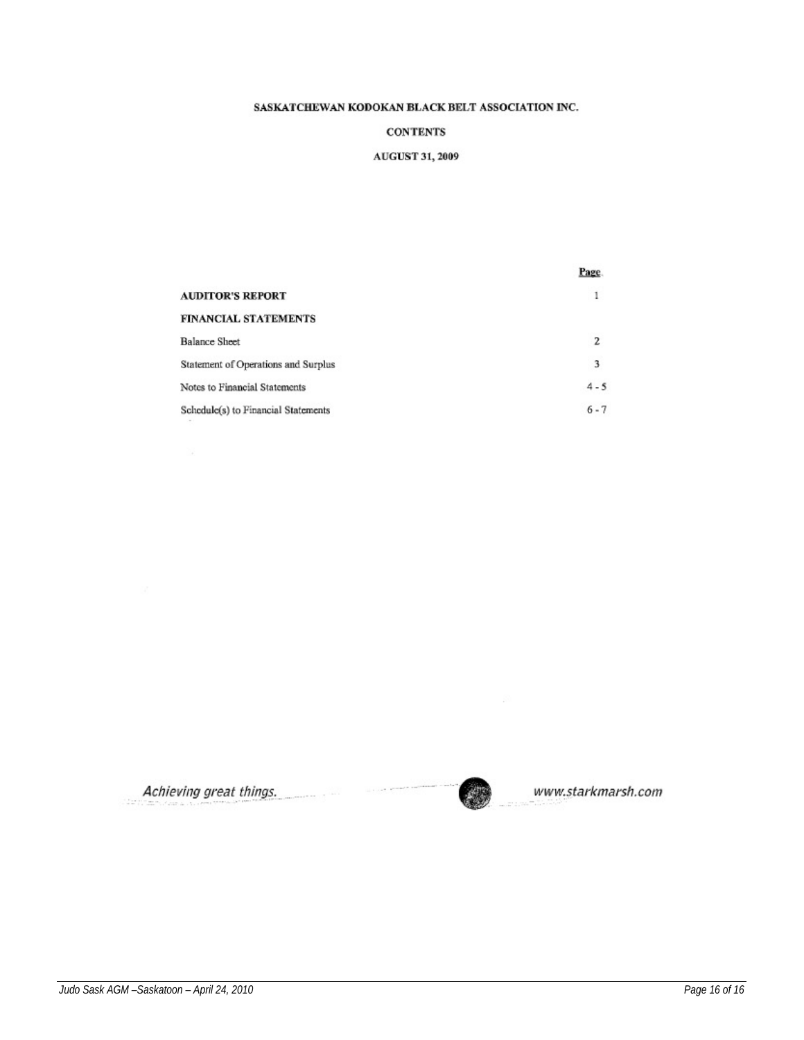# SASKATCHEWAN KODOKAN BLACK BELT ASSOCIATION INC.

## CONTENTS

## AUGUST 31, 2009

| | Page |
|---|---|
| **AUDITOR'S REPORT** | 1 |
| **FINANCIAL STATEMENTS** | |
| Balance Sheet | 2 |
| Statement of Operations and Surplus | 3 |
| Notes to Financial Statements | 4 - 5 |
| Schedule(s) to Financial Statements | 6 - 7 |

*Achieving great things.* www.starkmarsh.com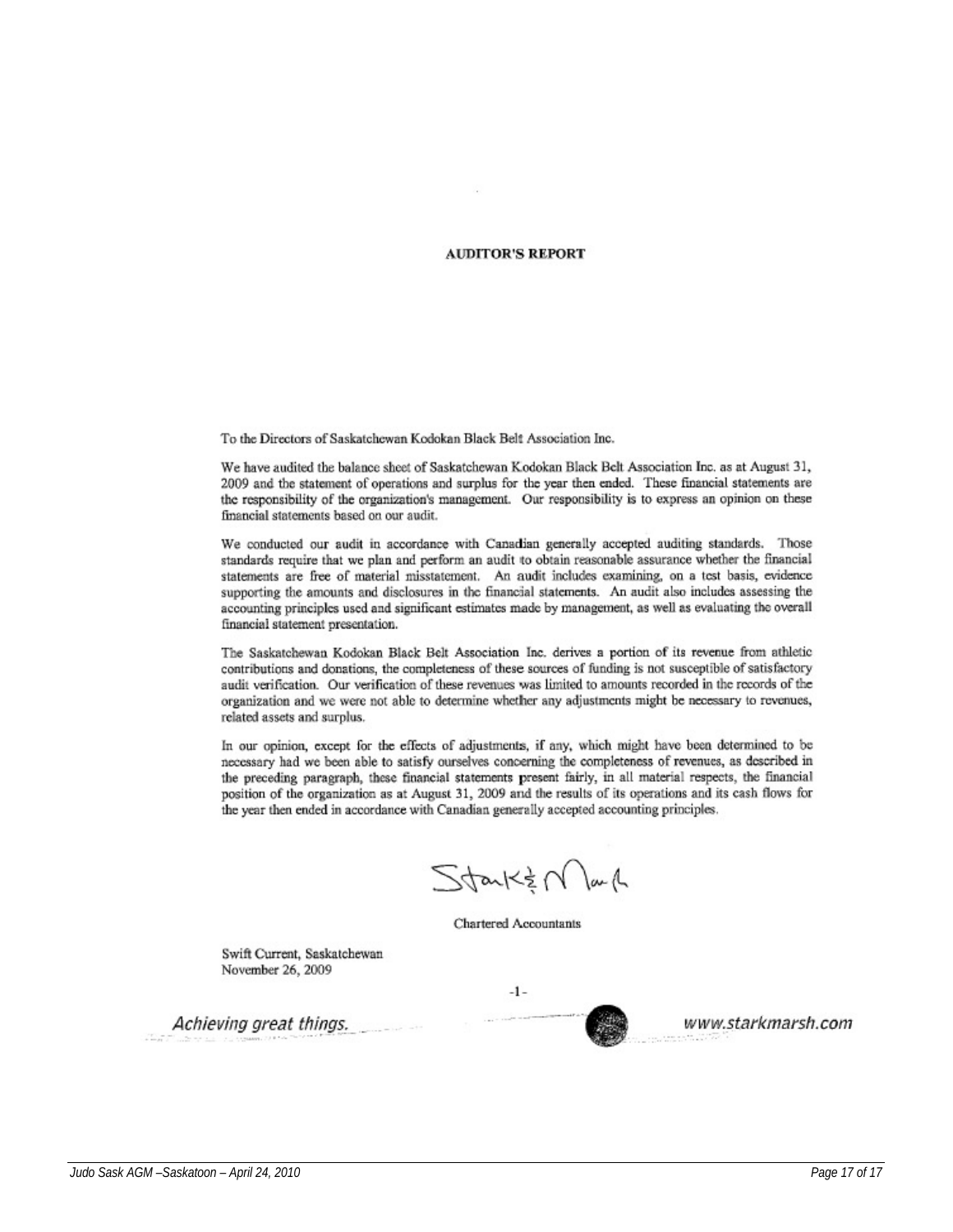**AUDITOR'S REPORT**

To the Directors of Saskatchewan Kodokan Black Belt Association Inc.

We have audited the balance sheet of Saskatchewan Kodokan Black Belt Association Inc. as at August 31, 2009 and the statement of operations and surplus for the year then ended. These financial statements are the responsibility of the organization's management. Our responsibility is to express an opinion on these financial statements based on our audit.

We conducted our audit in accordance with Canadian generally accepted auditing standards. Those standards require that we plan and perform an audit to obtain reasonable assurance whether the financial statements are free of material misstatement. An audit includes examining, on a test basis, evidence supporting the amounts and disclosures in the financial statements. An audit also includes assessing the accounting principles used and significant estimates made by management, as well as evaluating the overall financial statement presentation.

The Saskatchewan Kodokan Black Belt Association Inc. derives a portion of its revenue from athletic contributions and donations, the completeness of these sources of funding is not susceptible of satisfactory audit verification. Our verification of these revenues was limited to amounts recorded in the records of the organization and we were not able to determine whether any adjustments might be necessary to revenues, related assets and surplus.

In our opinion, except for the effects of adjustments, if any, which might have been determined to be necessary had we been able to satisfy ourselves concerning the completeness of revenues, as described in the preceding paragraph, these financial statements present fairly, in all material respects, the financial position of the organization as at August 31, 2009 and the results of its operations and its cash flows for the year then ended in accordance with Canadian generally accepted accounting principles.

Stark & Marsh

Chartered Accountants

Swift Current, Saskatchewan
November 26, 2009

*Achieving great things.*

*www.starkmarsh.com*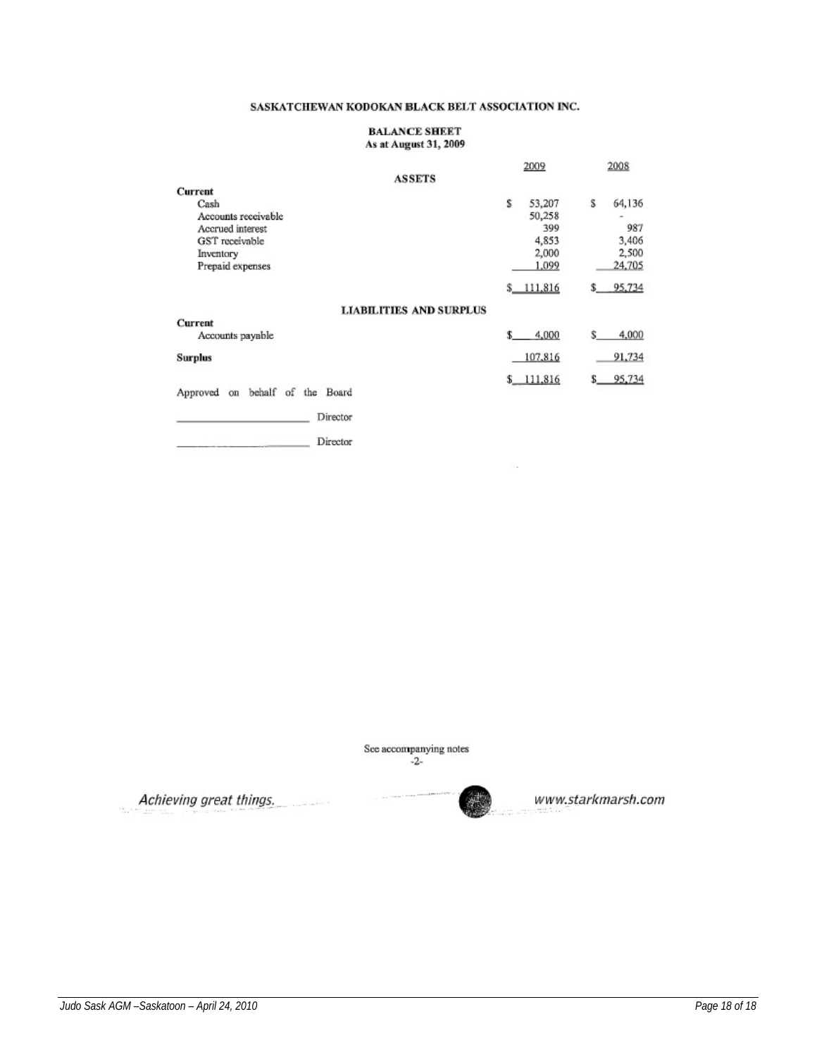# SASKATCHEWAN KODOKAN BLACK BELT ASSOCIATION INC.

## BALANCE SHEET
**As at August 31, 2009**

| | 2009 | 2008 |
|---|---|---|
| **ASSETS** | | |
| **Current** | | |
| Cash | $ 53,207 | $ 64,136 |
| Accounts receivable | 50,258 | - |
| Accrued interest | 399 | 987 |
| GST receivable | 4,853 | 3,406 |
| Inventory | 2,000 | 2,500 |
| Prepaid expenses | 1,099 | 24,705 |
| | $ 111,816 | $ 95,734 |
| **LIABILITIES AND SURPLUS** | | |
| **Current** | | |
| Accounts payable | $ 4,000 | $ 4,000 |
| **Surplus** | 107,816 | 91,734 |
| | $ 111,816 | $ 95,734 |

Approved on behalf of the Board

\_\_\_\_\_\_\_\_\_\_\_\_\_\_\_\_\_\_\_\_\_\_ Director

\_\_\_\_\_\_\_\_\_\_\_\_\_\_\_\_\_\_\_\_\_\_ Director

See accompanying notes

-2-

*Achieving great things.* www.starkmarsh.com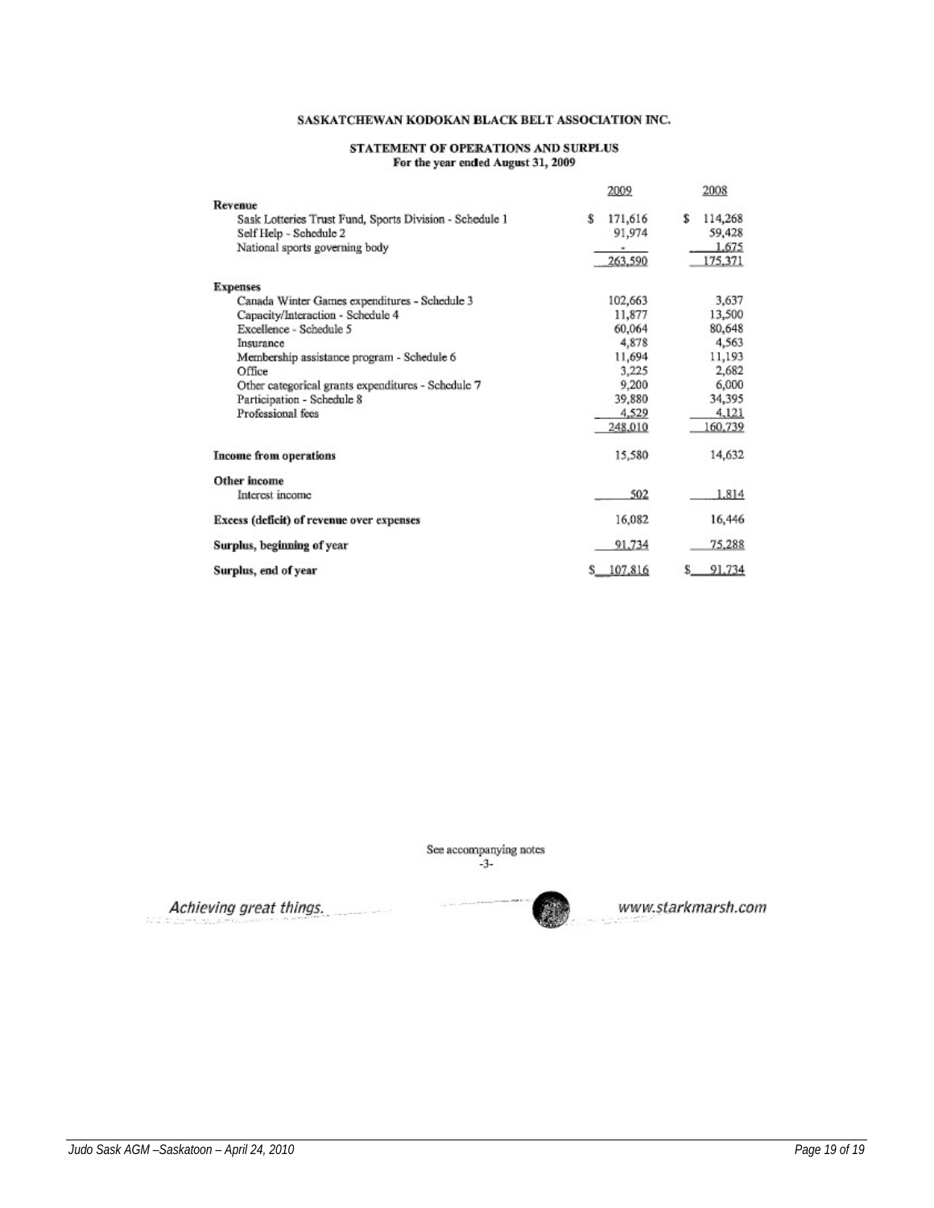# SASKATCHEWAN KODOKAN BLACK BELT ASSOCIATION INC.

## STATEMENT OF OPERATIONS AND SURPLUS

**For the year ended August 31, 2009**

| | 2009 | 2008 |
|---|---|---|
| **Revenue** | | |
| Sask Lotteries Trust Fund, Sports Division - Schedule 1 | $ 171,616 | $ 114,268 |
| Self Help - Schedule 2 | 91,974 | 59,428 |
| National sports governing body | - | 1,675 |
| | 263,590 | 175,371 |
| **Expenses** | | |
| Canada Winter Games expenditures - Schedule 3 | 102,663 | 3,637 |
| Capacity/Interaction - Schedule 4 | 11,877 | 13,500 |
| Excellence - Schedule 5 | 60,064 | 80,648 |
| Insurance | 4,878 | 4,563 |
| Membership assistance program - Schedule 6 | 11,694 | 11,193 |
| Office | 3,225 | 2,682 |
| Other categorical grants expenditures - Schedule 7 | 9,200 | 6,000 |
| Participation - Schedule 8 | 39,880 | 34,395 |
| Professional fees | 4,529 | 4,121 |
| | 248,010 | 160,739 |
| **Income from operations** | 15,580 | 14,632 |
| **Other income** | | |
| Interest income | 502 | 1,814 |
| **Excess (deficit) of revenue over expenses** | 16,082 | 16,446 |
| **Surplus, beginning of year** | 91,734 | 75,288 |
| **Surplus, end of year** | $ 107,816 | $ 91,734 |

See accompanying notes

-3-

*Achieving great things.* *www.starkmarsh.com*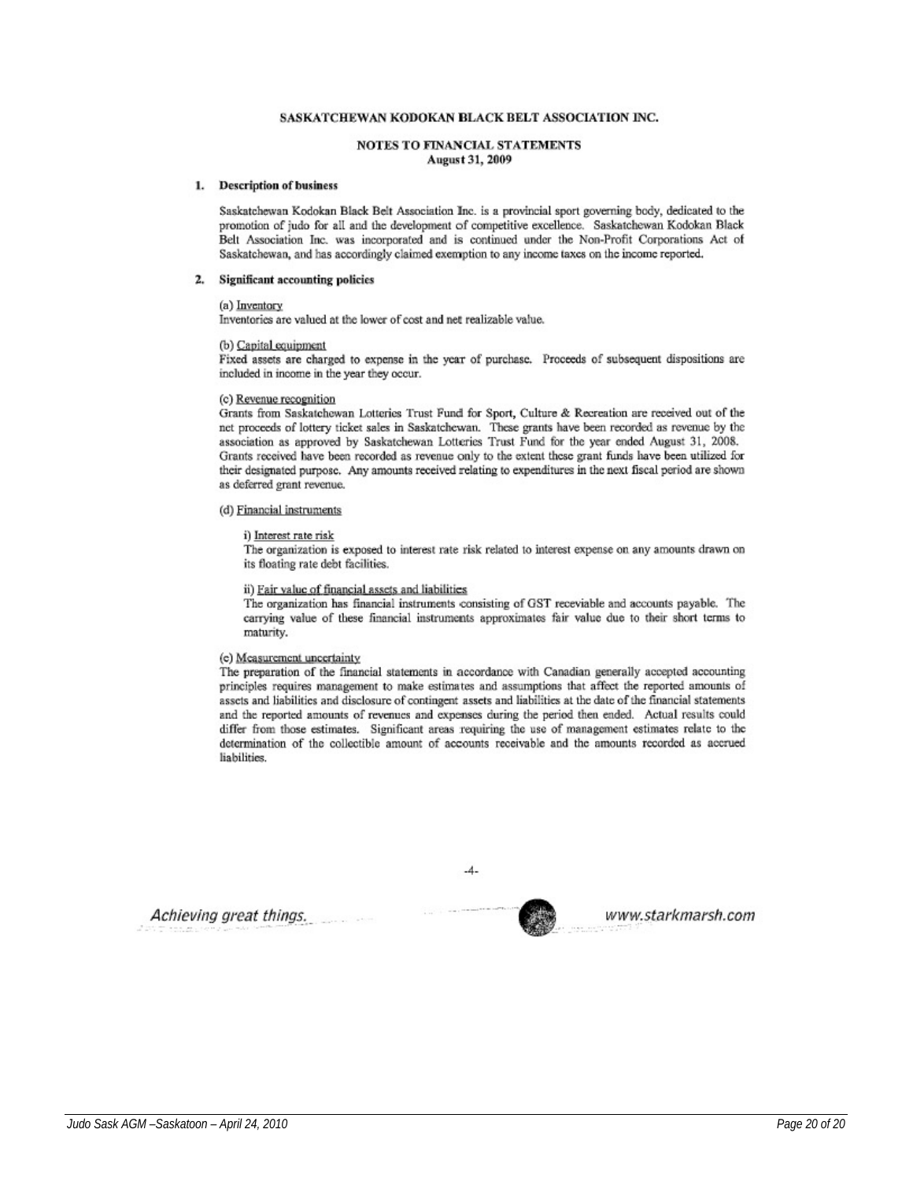SASKATCHEWAN KODOKAN BLACK BELT ASSOCIATION INC.

NOTES TO FINANCIAL STATEMENTS
August 31, 2009

**1. Description of business**

Saskatchewan Kodokan Black Belt Association Inc. is a provincial sport governing body, dedicated to the promotion of judo for all and the development of competitive excellence. Saskatchewan Kodokan Black Belt Association Inc. was incorporated and is continued under the Non-Profit Corporations Act of Saskatchewan, and has accordingly claimed exemption to any income taxes on the income reported.

**2. Significant accounting policies**

(a) Inventory
Inventories are valued at the lower of cost and net realizable value.

(b) Capital equipment
Fixed assets are charged to expense in the year of purchase. Proceeds of subsequent dispositions are included in income in the year they occur.

(c) Revenue recognition
Grants from Saskatchewan Lotteries Trust Fund for Sport, Culture & Recreation are received out of the net proceeds of lottery ticket sales in Saskatchewan. These grants have been recorded as revenue by the association as approved by Saskatchewan Lotteries Trust Fund for the year ended August 31, 2008. Grants received have been recorded as revenue only to the extent these grant funds have been utilized for their designated purpose. Any amounts received relating to expenditures in the next fiscal period are shown as deferred grant revenue.

(d) Financial instruments

i) Interest rate risk
The organization is exposed to interest rate risk related to interest expense on any amounts drawn on its floating rate debt facilities.

ii) Fair value of financial assets and liabilities
The organization has financial instruments consisting of GST receivable and accounts payable. The carrying value of these financial instruments approximates fair value due to their short terms to maturity.

(e) Measurement uncertainty
The preparation of the financial statements in accordance with Canadian generally accepted accounting principles requires management to make estimates and assumptions that affect the reported amounts of assets and liabilities and disclosure of contingent assets and liabilities at the date of the financial statements and the reported amounts of revenues and expenses during the period then ended. Actual results could differ from those estimates. Significant areas requiring the use of management estimates relate to the determination of the collectible amount of accounts receivable and the amounts recorded as accrued liabilities.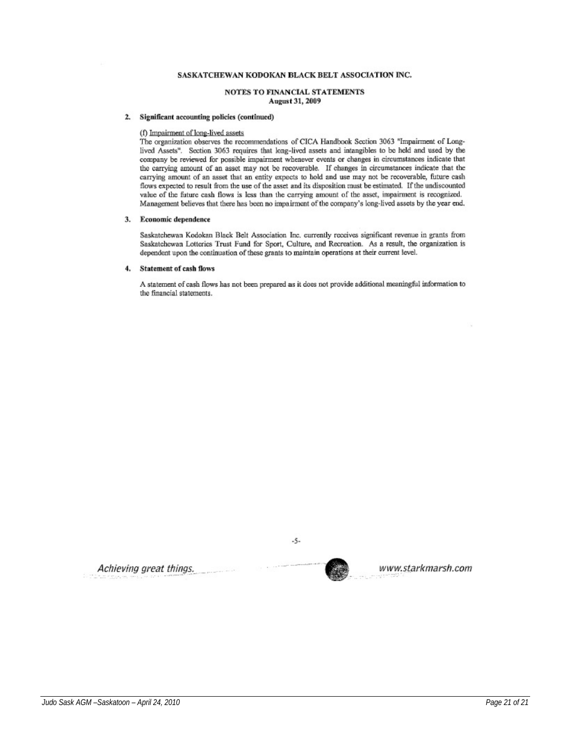SASKATCHEWAN KODOKAN BLACK BELT ASSOCIATION INC.

NOTES TO FINANCIAL STATEMENTS
August 31, 2009

**2. Significant accounting policies (continued)**

(f) Impairment of long-lived assets

The organization observes the recommendations of CICA Handbook Section 3063 "Impairment of Long-lived Assets". Section 3063 requires that long-lived assets and intangibles to be held and used by the company be reviewed for possible impairment whenever events or changes in circumstances indicate that the carrying amount of an asset may not be recoverable. If changes in circumstances indicate that the carrying amount of an asset that an entity expects to hold and use may not be recoverable, future cash flows expected to result from the use of the asset and its disposition must be estimated. If the undiscounted value of the future cash flows is less than the carrying amount of the asset, impairment is recognized. Management believes that there has been no impairment of the company's long-lived assets by the year end.

**3. Economic dependence**

Saskatchewan Kodokan Black Belt Association Inc. currently receives significant revenue in grants from Saskatchewan Lotteries Trust Fund for Sport, Culture, and Recreation. As a result, the organization is dependent upon the continuation of these grants to maintain operations at their current level.

**4. Statement of cash flows**

A statement of cash flows has not been prepared as it does not provide additional meaningful information to the financial statements.

Achieving great things. www.starkmarsh.com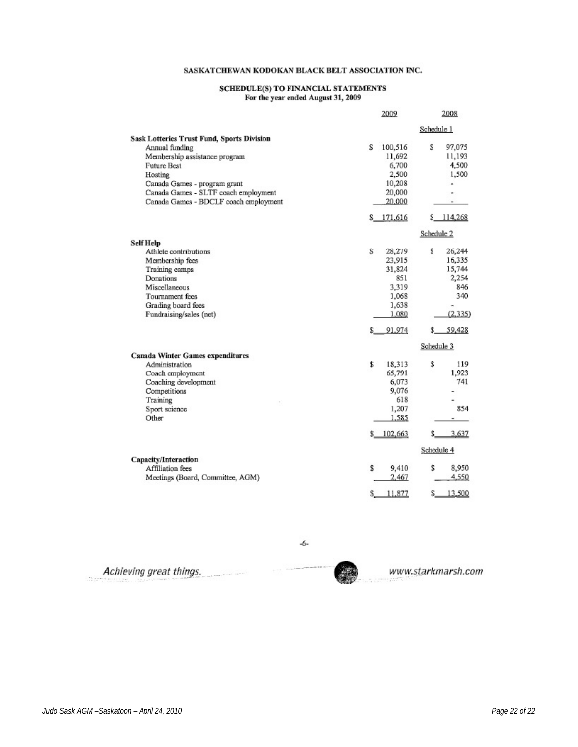# SASKATCHEWAN KODOKAN BLACK BELT ASSOCIATION INC.

## SCHEDULE(S) TO FINANCIAL STATEMENTS
For the year ended August 31, 2009

| | 2009 | 2008 |
|---|---|---|
| | | Schedule 1 |
| **Sask Lotteries Trust Fund, Sports Division** | | |
| Annual funding | $ 100,516 | $ 97,075 |
| Membership assistance program | 11,692 | 11,193 |
| Future Best | 6,700 | 4,500 |
| Hosting | 2,500 | 1,500 |
| Canada Games - program grant | 10,208 | - |
| Canada Games - SLTF coach employment | 20,000 | - |
| Canada Games - BDCLF coach employment | 20,000 | - |
| | $ 171,616 | $ 114,268 |
| | | Schedule 2 |
| **Self Help** | | |
| Athlete contributions | $ 28,279 | $ 26,244 |
| Membership fees | 23,915 | 16,335 |
| Training camps | 31,824 | 15,744 |
| Donations | 851 | 2,254 |
| Miscellaneous | 3,319 | 846 |
| Tournament fees | 1,068 | 340 |
| Grading board fees | 1,638 | - |
| Fundraising/sales (net) | 1,080 | (2,335) |
| | $ 91,974 | $ 59,428 |
| | | Schedule 3 |
| **Canada Winter Games expenditures** | | |
| Administration | $ 18,313 | $ 119 |
| Coach employment | 65,791 | 1,923 |
| Coaching development | 6,073 | 741 |
| Competitions | 9,076 | - |
| Training | 618 | - |
| Sport science | 1,207 | 854 |
| Other | 1,585 | - |
| | $ 102,663 | $ 3,637 |
| | | Schedule 4 |
| **Capacity/Interaction** | | |
| Affiliation fees | $ 9,410 | $ 8,950 |
| Meetings (Board, Committee, AGM) | 2,467 | 4,550 |
| | $ 11,877 | $ 13,500 |

Achieving great things. www.starkmarsh.com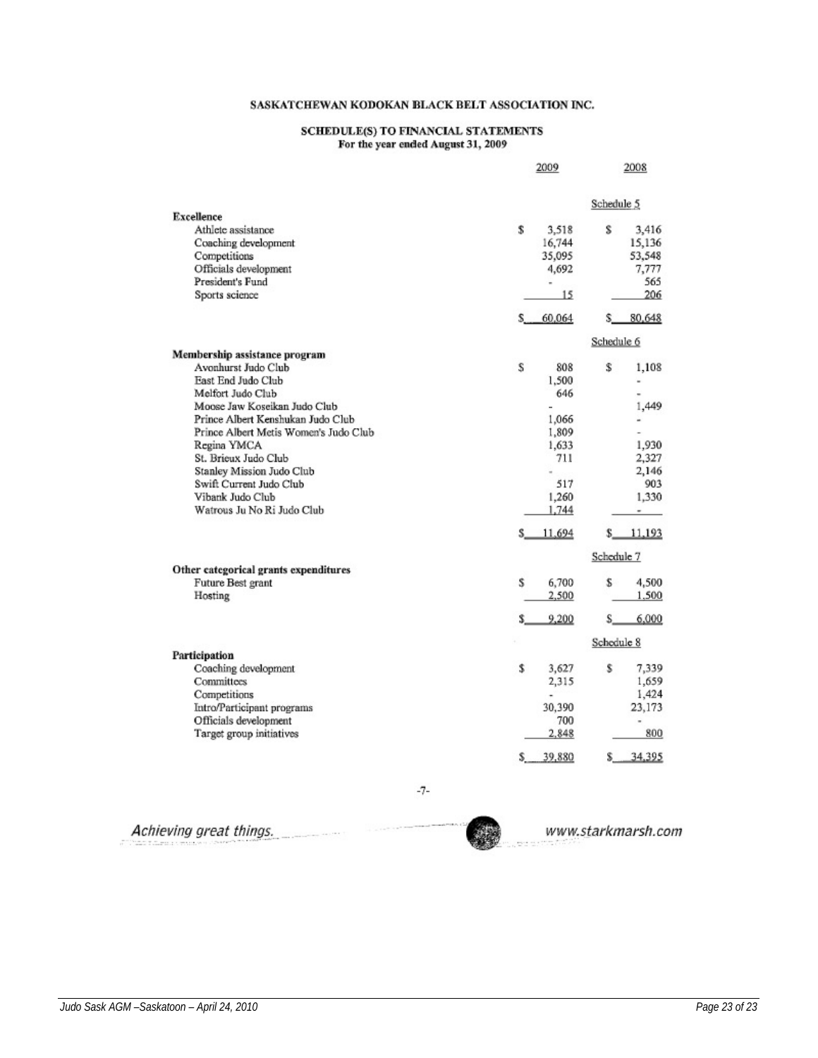# SASKATCHEWAN KODOKAN BLACK BELT ASSOCIATION INC.

## SCHEDULE(S) TO FINANCIAL STATEMENTS
**For the year ended August 31, 2009**

| | 2009 | 2008 |
|---|---|---|
| | | Schedule 5 |
| **Excellence** | | |
| Athlete assistance | $ 3,518 | $ 3,416 |
| Coaching development | 16,744 | 15,136 |
| Competitions | 35,095 | 53,548 |
| Officials development | 4,692 | 7,777 |
| President's Fund | - | 565 |
| Sports science | 15 | 206 |
| | $ 60,064 | $ 80,648 |
| | | Schedule 6 |
| **Membership assistance program** | | |
| Avonhurst Judo Club | $ 808 | $ 1,108 |
| East End Judo Club | 1,500 | - |
| Melfort Judo Club | 646 | - |
| Moose Jaw Koseikan Judo Club | - | 1,449 |
| Prince Albert Kenshukan Judo Club | 1,066 | - |
| Prince Albert Metis Women's Judo Club | 1,809 | - |
| Regina YMCA | 1,633 | 1,930 |
| St. Brieux Judo Club | 711 | 2,327 |
| Stanley Mission Judo Club | - | 2,146 |
| Swift Current Judo Club | 517 | 903 |
| Vibank Judo Club | 1,260 | 1,330 |
| Watrous Ju No Ri Judo Club | 1,744 | - |
| | $ 11,694 | $ 11,193 |
| | | Schedule 7 |
| **Other categorical grants expenditures** | | |
| Future Best grant | $ 6,700 | $ 4,500 |
| Hosting | 2,500 | 1,500 |
| | $ 9,200 | $ 6,000 |
| | | Schedule 8 |
| **Participation** | | |
| Coaching development | $ 3,627 | $ 7,339 |
| Committees | 2,315 | 1,659 |
| Competitions | - | 1,424 |
| Intro/Participant programs | 30,390 | 23,173 |
| Officials development | 700 | - |
| Target group initiatives | 2,848 | 800 |
| | $ 39,880 | $ 34,395 |

Achieving great things. www.starkmarsh.com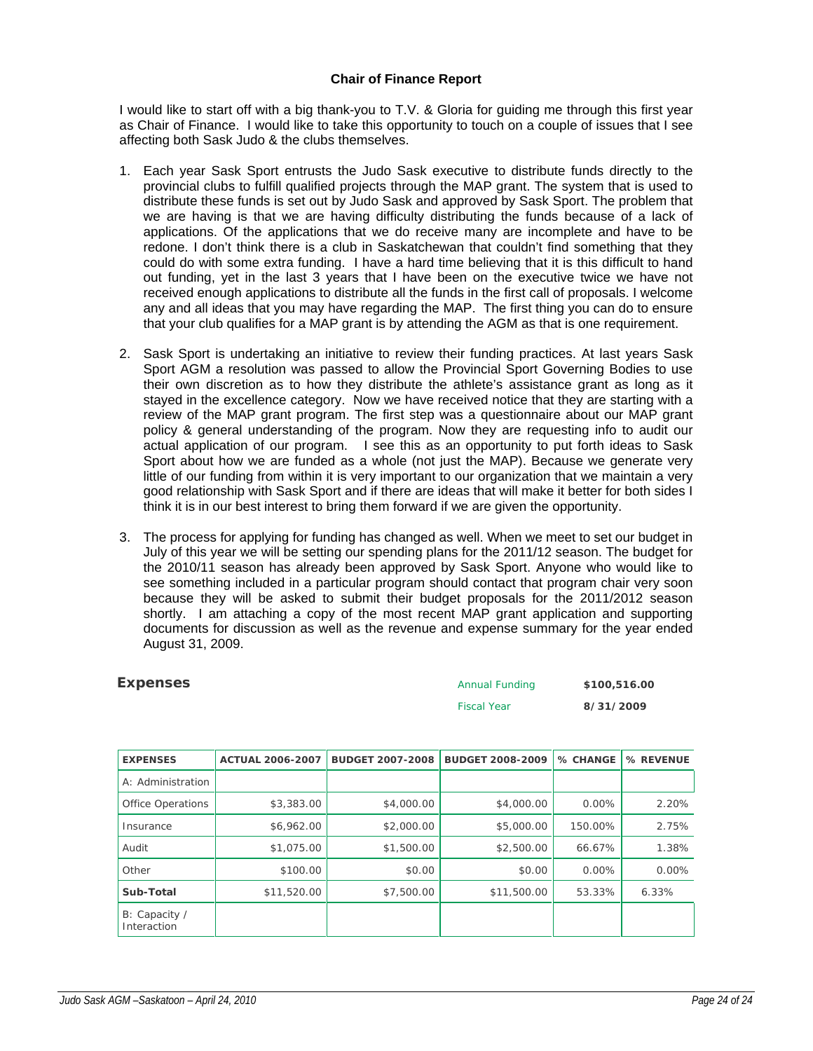**Chair of Finance Report**

I would like to start off with a big thank-you to T.V. & Gloria for guiding me through this first year as Chair of Finance. I would like to take this opportunity to touch on a couple of issues that I see affecting both Sask Judo & the clubs themselves.

1. Each year Sask Sport entrusts the Judo Sask executive to distribute funds directly to the provincial clubs to fulfill qualified projects through the MAP grant. The system that is used to distribute these funds is set out by Judo Sask and approved by Sask Sport. The problem that we are having is that we are having difficulty distributing the funds because of a lack of applications. Of the applications that we do receive many are incomplete and have to be redone. I don't think there is a club in Saskatchewan that couldn't find something that they could do with some extra funding. I have a hard time believing that it is this difficult to hand out funding, yet in the last 3 years that I have been on the executive twice we have not received enough applications to distribute all the funds in the first call of proposals. I welcome any and all ideas that you may have regarding the MAP. The first thing you can do to ensure that your club qualifies for a MAP grant is by attending the AGM as that is one requirement.

2. Sask Sport is undertaking an initiative to review their funding practices. At last years Sask Sport AGM a resolution was passed to allow the Provincial Sport Governing Bodies to use their own discretion as to how they distribute the athlete's assistance grant as long as it stayed in the excellence category. Now we have received notice that they are starting with a review of the MAP grant program. The first step was a questionnaire about our MAP grant policy & general understanding of the program. Now they are requesting info to audit our actual application of our program. I see this as an opportunity to put forth ideas to Sask Sport about how we are funded as a whole (not just the MAP). Because we generate very little of our funding from within it is very important to our organization that we maintain a very good relationship with Sask Sport and if there are ideas that will make it better for both sides I think it is in our best interest to bring them forward if we are given the opportunity.

3. The process for applying for funding has changed as well. When we meet to set our budget in July of this year we will be setting our spending plans for the 2011/12 season. The budget for the 2010/11 season has already been approved by Sask Sport. Anyone who would like to see something included in a particular program should contact that program chair very soon because they will be asked to submit their budget proposals for the 2011/2012 season shortly. I am attaching a copy of the most recent MAP grant application and supporting documents for discussion as well as the revenue and expense summary for the year ended August 31, 2009.

## Expenses

Annual Funding **$100,516.00**

Fiscal Year **8/31/2009**

| EXPENSES | ACTUAL 2006-2007 | BUDGET 2007-2008 | BUDGET 2008-2009 | % CHANGE | % REVENUE |
|---|---|---|---|---|---|
| A: Administration | | | | | |
| Office Operations | $3,383.00 | $4,000.00 | $4,000.00 | 0.00% | 2.20% |
| Insurance | $6,962.00 | $2,000.00 | $5,000.00 | 150.00% | 2.75% |
| Audit | $1,075.00 | $1,500.00 | $2,500.00 | 66.67% | 1.38% |
| Other | $100.00 | $0.00 | $0.00 | 0.00% | 0.00% |
| **Sub-Total** | $11,520.00 | $7,500.00 | $11,500.00 | 53.33% | 6.33% |
| B: Capacity / Interaction | | | | | |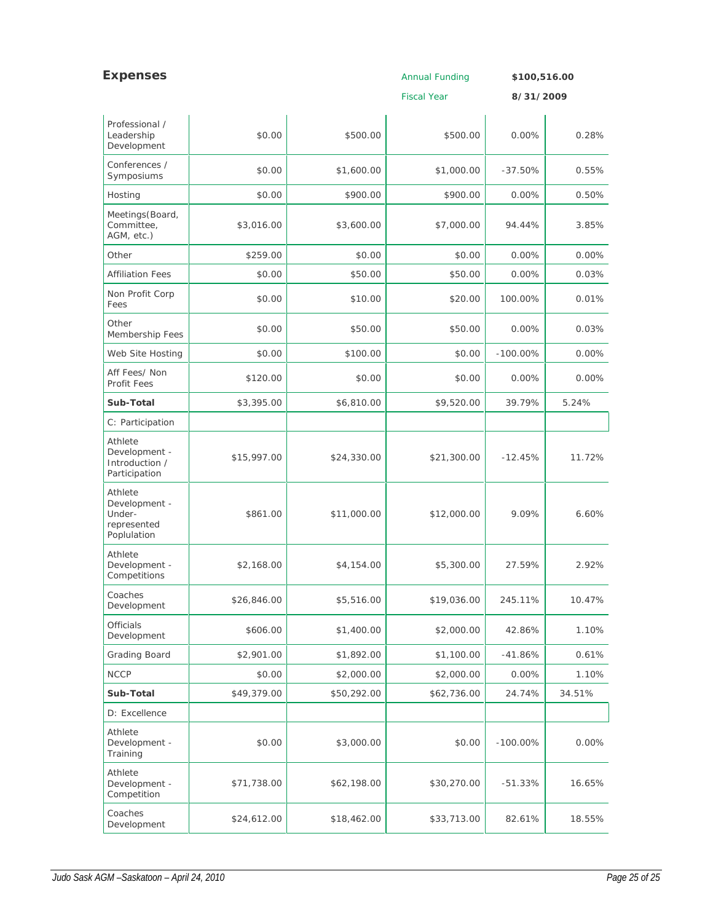## Expenses

Annual Funding **$100,516.00**

Fiscal Year **8/31/2009**

| | | | | | |
|---|---|---|---|---|---|
| Professional / Leadership Development | $0.00 | $500.00 | $500.00 | 0.00% | 0.28% |
| Conferences / Symposiums | $0.00 | $1,600.00 | $1,000.00 | -37.50% | 0.55% |
| Hosting | $0.00 | $900.00 | $900.00 | 0.00% | 0.50% |
| Meetings(Board, Committee, AGM, etc.) | $3,016.00 | $3,600.00 | $7,000.00 | 94.44% | 3.85% |
| Other | $259.00 | $0.00 | $0.00 | 0.00% | 0.00% |
| Affiliation Fees | $0.00 | $50.00 | $50.00 | 0.00% | 0.03% |
| Non Profit Corp Fees | $0.00 | $10.00 | $20.00 | 100.00% | 0.01% |
| Other Membership Fees | $0.00 | $50.00 | $50.00 | 0.00% | 0.03% |
| Web Site Hosting | $0.00 | $100.00 | $0.00 | -100.00% | 0.00% |
| Aff Fees/ Non Profit Fees | $120.00 | $0.00 | $0.00 | 0.00% | 0.00% |
| **Sub-Total** | $3,395.00 | $6,810.00 | $9,520.00 | 39.79% | 5.24% |
| C: Participation | | | | | |
| Athlete Development - Introduction / Participation | $15,997.00 | $24,330.00 | $21,300.00 | -12.45% | 11.72% |
| Athlete Development - Under-represented Poplulation | $861.00 | $11,000.00 | $12,000.00 | 9.09% | 6.60% |
| Athlete Development - Competitions | $2,168.00 | $4,154.00 | $5,300.00 | 27.59% | 2.92% |
| Coaches Development | $26,846.00 | $5,516.00 | $19,036.00 | 245.11% | 10.47% |
| Officials Development | $606.00 | $1,400.00 | $2,000.00 | 42.86% | 1.10% |
| Grading Board | $2,901.00 | $1,892.00 | $1,100.00 | -41.86% | 0.61% |
| NCCP | $0.00 | $2,000.00 | $2,000.00 | 0.00% | 1.10% |
| **Sub-Total** | $49,379.00 | $50,292.00 | $62,736.00 | 24.74% | 34.51% |
| D: Excellence | | | | | |
| Athlete Development - Training | $0.00 | $3,000.00 | $0.00 | -100.00% | 0.00% |
| Athlete Development - Competition | $71,738.00 | $62,198.00 | $30,270.00 | -51.33% | 16.65% |
| Coaches Development | $24,612.00 | $18,462.00 | $33,713.00 | 82.61% | 18.55% |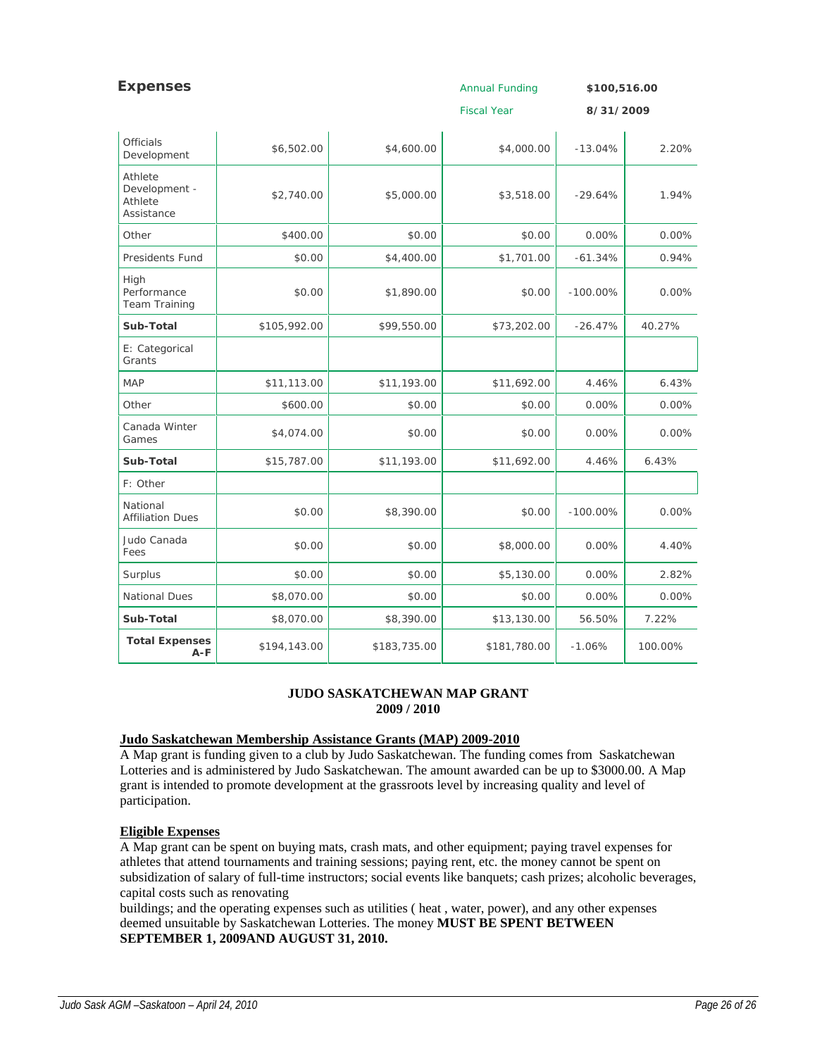## Expenses

Annual Funding **$100,516.00**

Fiscal Year **8/31/2009**

| | | | | | |
|---|---|---|---|---|---|
| Officials Development | $6,502.00 | $4,600.00 | $4,000.00 | -13.04% | 2.20% |
| Athlete Development - Athlete Assistance | $2,740.00 | $5,000.00 | $3,518.00 | -29.64% | 1.94% |
| Other | $400.00 | $0.00 | $0.00 | 0.00% | 0.00% |
| Presidents Fund | $0.00 | $4,400.00 | $1,701.00 | -61.34% | 0.94% |
| High Performance Team Training | $0.00 | $1,890.00 | $0.00 | -100.00% | 0.00% |
| **Sub-Total** | $105,992.00 | $99,550.00 | $73,202.00 | -26.47% | 40.27% |
| E: Categorical Grants | | | | | |
| MAP | $11,113.00 | $11,193.00 | $11,692.00 | 4.46% | 6.43% |
| Other | $600.00 | $0.00 | $0.00 | 0.00% | 0.00% |
| Canada Winter Games | $4,074.00 | $0.00 | $0.00 | 0.00% | 0.00% |
| **Sub-Total** | $15,787.00 | $11,193.00 | $11,692.00 | 4.46% | 6.43% |
| F: Other | | | | | |
| National Affiliation Dues | $0.00 | $8,390.00 | $0.00 | -100.00% | 0.00% |
| Judo Canada Fees | $0.00 | $0.00 | $8,000.00 | 0.00% | 4.40% |
| Surplus | $0.00 | $0.00 | $5,130.00 | 0.00% | 2.82% |
| National Dues | $8,070.00 | $0.00 | $0.00 | 0.00% | 0.00% |
| **Sub-Total** | $8,070.00 | $8,390.00 | $13,130.00 | 56.50% | 7.22% |
| **Total Expenses A-F** | $194,143.00 | $183,735.00 | $181,780.00 | -1.06% | 100.00% |

**JUDO SASKATCHEWAN MAP GRANT**
**2009 / 2010**

**Judo Saskatchewan Membership Assistance Grants (MAP) 2009-2010**

A Map grant is funding given to a club by Judo Saskatchewan. The funding comes from Saskatchewan Lotteries and is administered by Judo Saskatchewan. The amount awarded can be up to $3000.00. A Map grant is intended to promote development at the grassroots level by increasing quality and level of participation.

**Eligible Expenses**

A Map grant can be spent on buying mats, crash mats, and other equipment; paying travel expenses for athletes that attend tournaments and training sessions; paying rent, etc. the money cannot be spent on subsidization of salary of full-time instructors; social events like banquets; cash prizes; alcoholic beverages, capital costs such as renovating
buildings; and the operating expenses such as utilities ( heat , water, power), and any other expenses deemed unsuitable by Saskatchewan Lotteries. The money **MUST BE SPENT BETWEEN SEPTEMBER 1, 2009AND AUGUST 31, 2010.**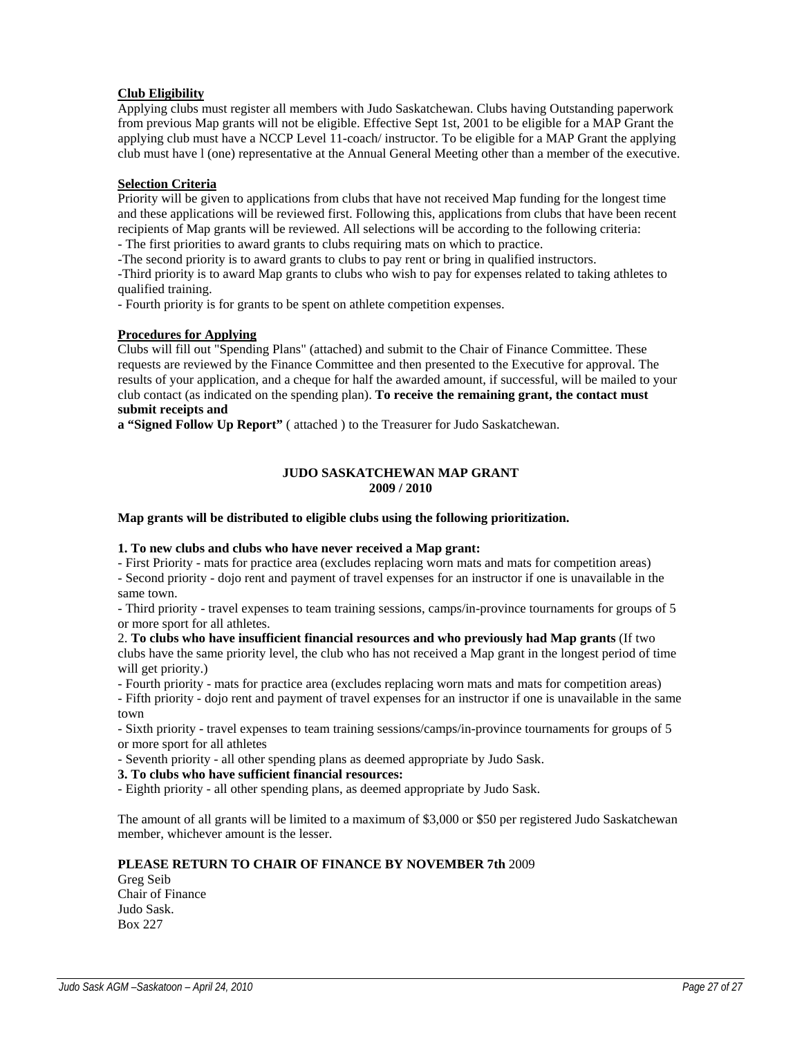**Club Eligibility**

Applying clubs must register all members with Judo Saskatchewan. Clubs having Outstanding paperwork from previous Map grants will not be eligible. Effective Sept 1st, 2001 to be eligible for a MAP Grant the applying club must have a NCCP Level 11-coach/ instructor. To be eligible for a MAP Grant the applying club must have l (one) representative at the Annual General Meeting other than a member of the executive.

**Selection Criteria**

Priority will be given to applications from clubs that have not received Map funding for the longest time and these applications will be reviewed first. Following this, applications from clubs that have been recent recipients of Map grants will be reviewed. All selections will be according to the following criteria:

- The first priorities to award grants to clubs requiring mats on which to practice.
- The second priority is to award grants to clubs to pay rent or bring in qualified instructors.
- Third priority is to award Map grants to clubs who wish to pay for expenses related to taking athletes to qualified training.
- Fourth priority is for grants to be spent on athlete competition expenses.

**Procedures for Applying**

Clubs will fill out "Spending Plans" (attached) and submit to the Chair of Finance Committee. These requests are reviewed by the Finance Committee and then presented to the Executive for approval. The results of your application, and a cheque for half the awarded amount, if successful, will be mailed to your club contact (as indicated on the spending plan). **To receive the remaining grant, the contact must submit receipts and a "Signed Follow Up Report"** ( attached ) to the Treasurer for Judo Saskatchewan.

**JUDO SASKATCHEWAN MAP GRANT**
**2009 / 2010**

**Map grants will be distributed to eligible clubs using the following prioritization.**

**1. To new clubs and clubs who have never received a Map grant:**

- First Priority - mats for practice area (excludes replacing worn mats and mats for competition areas)
- Second priority - dojo rent and payment of travel expenses for an instructor if one is unavailable in the same town.
- Third priority - travel expenses to team training sessions, camps/in-province tournaments for groups of 5 or more sport for all athletes.

2. **To clubs who have insufficient financial resources and who previously had Map grants** (If two clubs have the same priority level, the club who has not received a Map grant in the longest period of time will get priority.)

- Fourth priority - mats for practice area (excludes replacing worn mats and mats for competition areas)
- Fifth priority - dojo rent and payment of travel expenses for an instructor if one is unavailable in the same town
- Sixth priority - travel expenses to team training sessions/camps/in-province tournaments for groups of 5 or more sport for all athletes
- Seventh priority - all other spending plans as deemed appropriate by Judo Sask.

**3. To clubs who have sufficient financial resources:**

- Eighth priority - all other spending plans, as deemed appropriate by Judo Sask.

The amount of all grants will be limited to a maximum of $3,000 or $50 per registered Judo Saskatchewan member, whichever amount is the lesser.

**PLEASE RETURN TO CHAIR OF FINANCE BY NOVEMBER 7th** 2009

Greg Seib
Chair of Finance
Judo Sask.
Box 227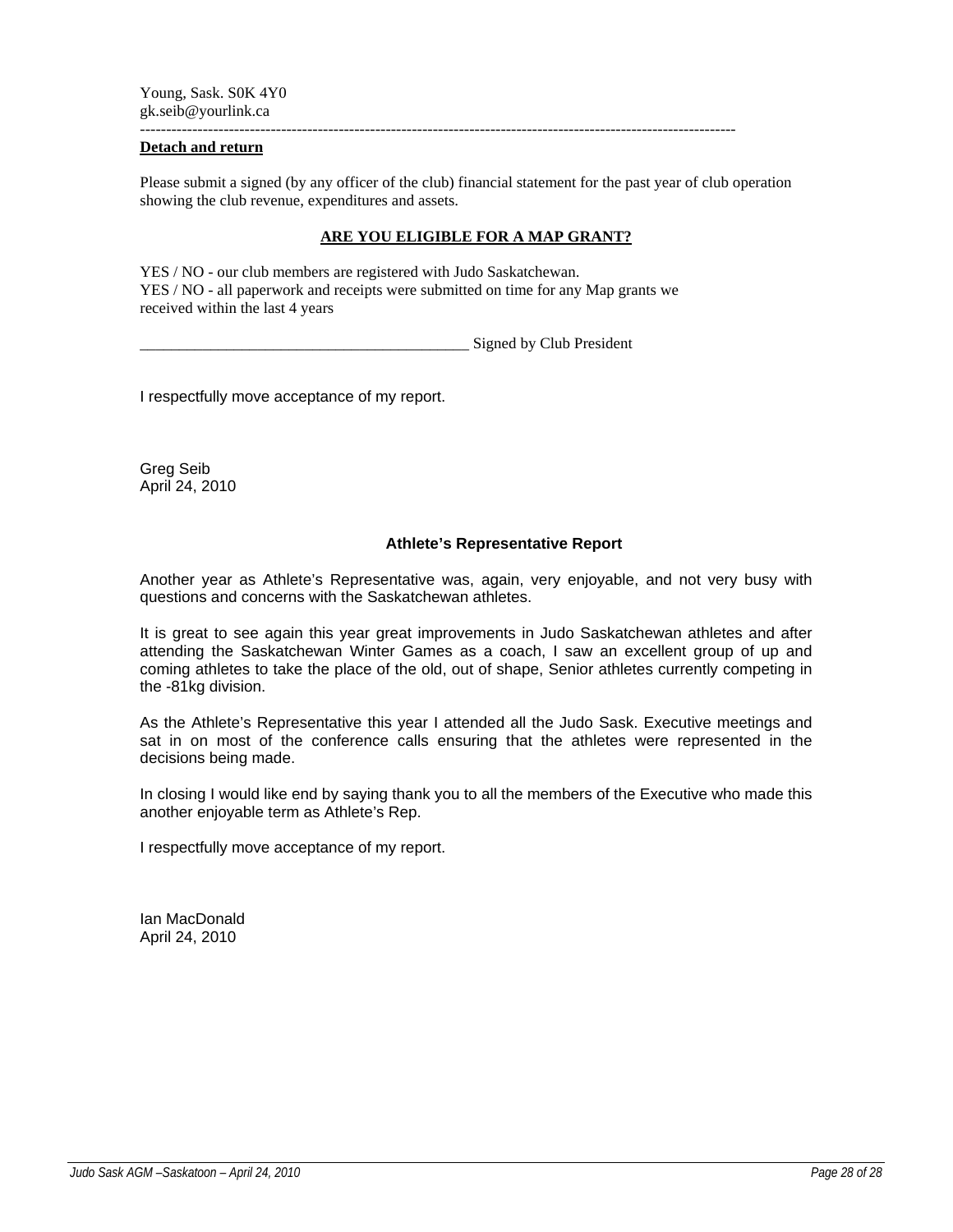Young, Sask. S0K 4Y0
gk.seib@yourlink.ca

-----------------------------------------------------------------------------------------------------------------

**Detach and return**

Please submit a signed (by any officer of the club) financial statement for the past year of club operation showing the club revenue, expenditures and assets.

**ARE YOU ELIGIBLE FOR A MAP GRANT?**

YES / NO - our club members are registered with Judo Saskatchewan.
YES / NO - all paperwork and receipts were submitted on time for any Map grants we received within the last 4 years

___________________________________________ Signed by Club President

I respectfully move acceptance of my report.

Greg Seib
April 24, 2010

## Athlete's Representative Report

Another year as Athlete's Representative was, again, very enjoyable, and not very busy with questions and concerns with the Saskatchewan athletes.

It is great to see again this year great improvements in Judo Saskatchewan athletes and after attending the Saskatchewan Winter Games as a coach, I saw an excellent group of up and coming athletes to take the place of the old, out of shape, Senior athletes currently competing in the -81kg division.

As the Athlete's Representative this year I attended all the Judo Sask. Executive meetings and sat in on most of the conference calls ensuring that the athletes were represented in the decisions being made.

In closing I would like end by saying thank you to all the members of the Executive who made this another enjoyable term as Athlete's Rep.

I respectfully move acceptance of my report.

Ian MacDonald
April 24, 2010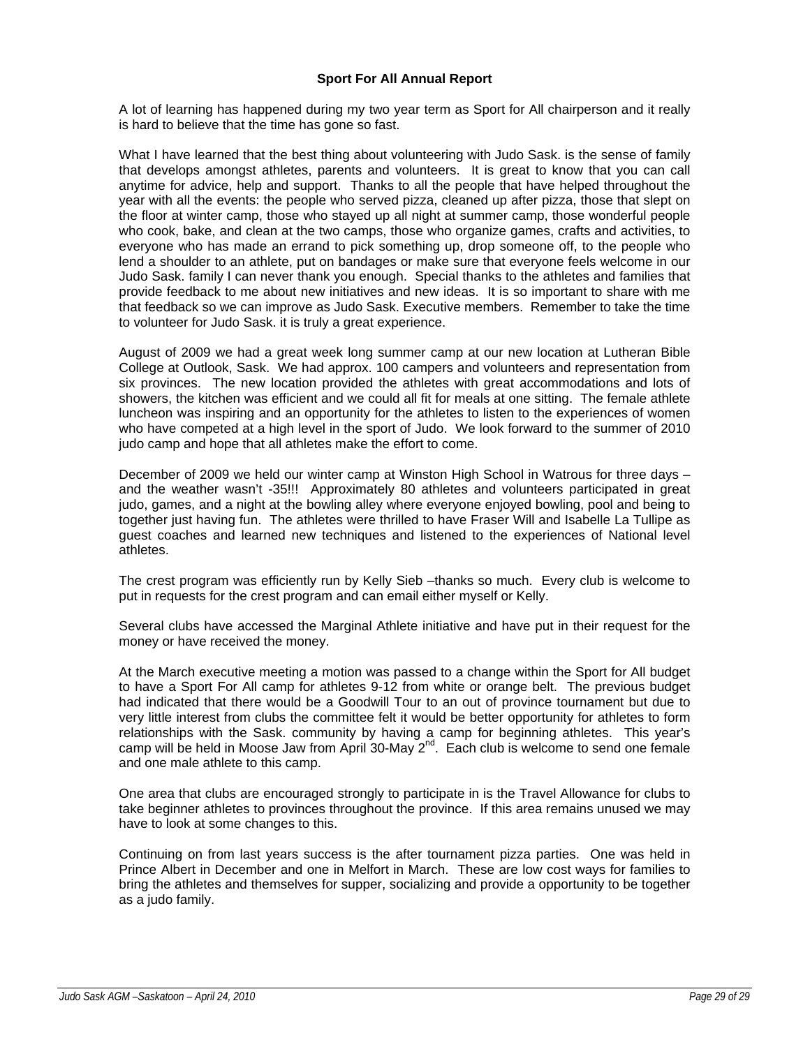## Sport For All Annual Report

A lot of learning has happened during my two year term as Sport for All chairperson and it really is hard to believe that the time has gone so fast.

What I have learned that the best thing about volunteering with Judo Sask. is the sense of family that develops amongst athletes, parents and volunteers. It is great to know that you can call anytime for advice, help and support. Thanks to all the people that have helped throughout the year with all the events: the people who served pizza, cleaned up after pizza, those that slept on the floor at winter camp, those who stayed up all night at summer camp, those wonderful people who cook, bake, and clean at the two camps, those who organize games, crafts and activities, to everyone who has made an errand to pick something up, drop someone off, to the people who lend a shoulder to an athlete, put on bandages or make sure that everyone feels welcome in our Judo Sask. family I can never thank you enough. Special thanks to the athletes and families that provide feedback to me about new initiatives and new ideas. It is so important to share with me that feedback so we can improve as Judo Sask. Executive members. Remember to take the time to volunteer for Judo Sask. it is truly a great experience.

August of 2009 we had a great week long summer camp at our new location at Lutheran Bible College at Outlook, Sask. We had approx. 100 campers and volunteers and representation from six provinces. The new location provided the athletes with great accommodations and lots of showers, the kitchen was efficient and we could all fit for meals at one sitting. The female athlete luncheon was inspiring and an opportunity for the athletes to listen to the experiences of women who have competed at a high level in the sport of Judo. We look forward to the summer of 2010 judo camp and hope that all athletes make the effort to come.

December of 2009 we held our winter camp at Winston High School in Watrous for three days – and the weather wasn't -35!!! Approximately 80 athletes and volunteers participated in great judo, games, and a night at the bowling alley where everyone enjoyed bowling, pool and being to together just having fun. The athletes were thrilled to have Fraser Will and Isabelle La Tullipe as guest coaches and learned new techniques and listened to the experiences of National level athletes.

The crest program was efficiently run by Kelly Sieb –thanks so much. Every club is welcome to put in requests for the crest program and can email either myself or Kelly.

Several clubs have accessed the Marginal Athlete initiative and have put in their request for the money or have received the money.

At the March executive meeting a motion was passed to a change within the Sport for All budget to have a Sport For All camp for athletes 9-12 from white or orange belt. The previous budget had indicated that there would be a Goodwill Tour to an out of province tournament but due to very little interest from clubs the committee felt it would be better opportunity for athletes to form relationships with the Sask. community by having a camp for beginning athletes. This year's camp will be held in Moose Jaw from April 30-May 2nd. Each club is welcome to send one female and one male athlete to this camp.

One area that clubs are encouraged strongly to participate in is the Travel Allowance for clubs to take beginner athletes to provinces throughout the province. If this area remains unused we may have to look at some changes to this.

Continuing on from last years success is the after tournament pizza parties. One was held in Prince Albert in December and one in Melfort in March. These are low cost ways for families to bring the athletes and themselves for supper, socializing and provide a opportunity to be together as a judo family.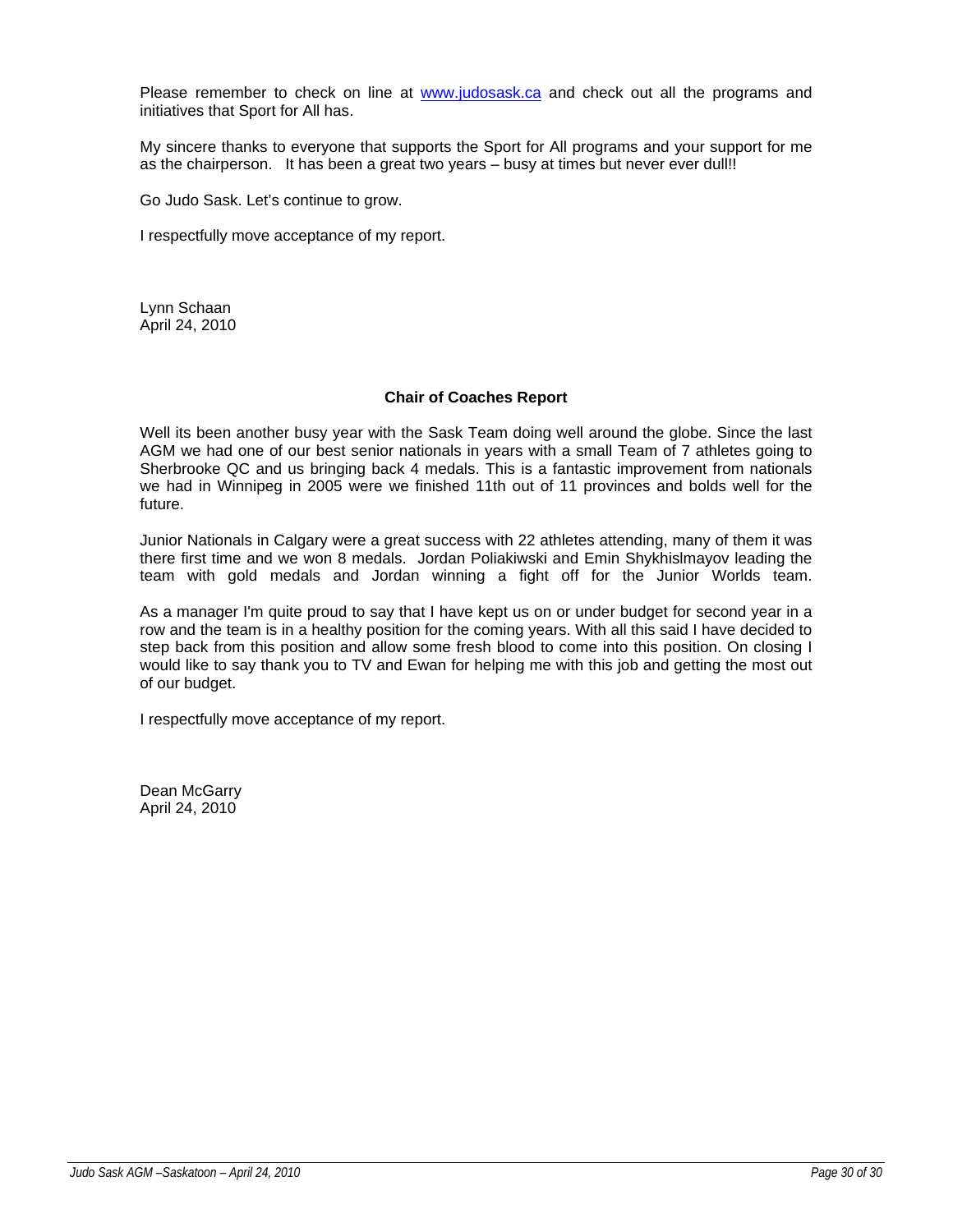Please remember to check on line at [www.judosask.ca](http://www.judosask.ca) and check out all the programs and initiatives that Sport for All has.

My sincere thanks to everyone that supports the Sport for All programs and your support for me as the chairperson. It has been a great two years – busy at times but never ever dull!!

Go Judo Sask. Let's continue to grow.

I respectfully move acceptance of my report.

Lynn Schaan
April 24, 2010

**Chair of Coaches Report**

Well its been another busy year with the Sask Team doing well around the globe. Since the last AGM we had one of our best senior nationals in years with a small Team of 7 athletes going to Sherbrooke QC and us bringing back 4 medals. This is a fantastic improvement from nationals we had in Winnipeg in 2005 were we finished 11th out of 11 provinces and bolds well for the future.

Junior Nationals in Calgary were a great success with 22 athletes attending, many of them it was there first time and we won 8 medals. Jordan Poliakiwski and Emin Shykhislmayov leading the team with gold medals and Jordan winning a fight off for the Junior Worlds team.

As a manager I'm quite proud to say that I have kept us on or under budget for second year in a row and the team is in a healthy position for the coming years. With all this said I have decided to step back from this position and allow some fresh blood to come into this position. On closing I would like to say thank you to TV and Ewan for helping me with this job and getting the most out of our budget.

I respectfully move acceptance of my report.

Dean McGarry
April 24, 2010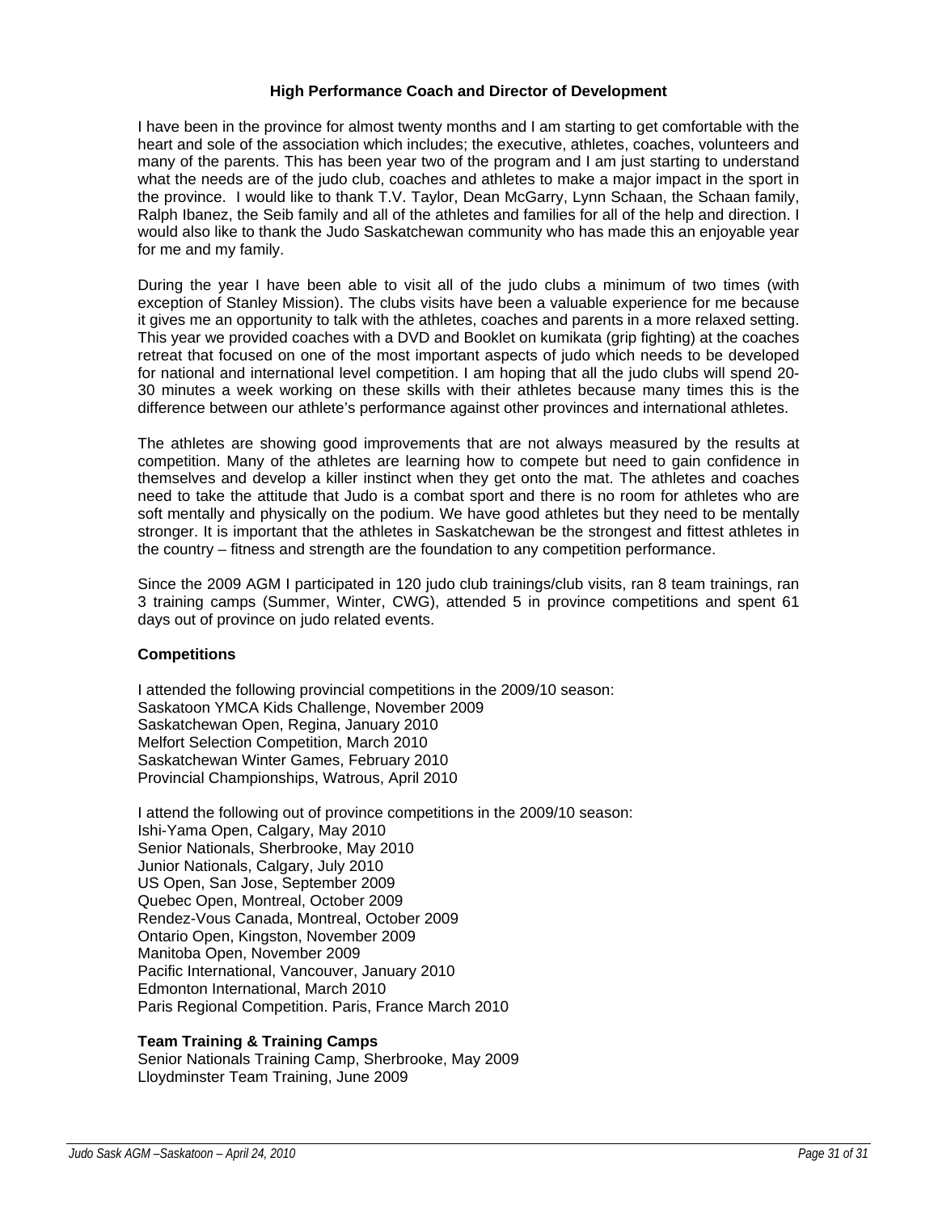### High Performance Coach and Director of Development

I have been in the province for almost twenty months and I am starting to get comfortable with the heart and sole of the association which includes; the executive, athletes, coaches, volunteers and many of the parents. This has been year two of the program and I am just starting to understand what the needs are of the judo club, coaches and athletes to make a major impact in the sport in the province. I would like to thank T.V. Taylor, Dean McGarry, Lynn Schaan, the Schaan family, Ralph Ibanez, the Seib family and all of the athletes and families for all of the help and direction. I would also like to thank the Judo Saskatchewan community who has made this an enjoyable year for me and my family.

During the year I have been able to visit all of the judo clubs a minimum of two times (with exception of Stanley Mission). The clubs visits have been a valuable experience for me because it gives me an opportunity to talk with the athletes, coaches and parents in a more relaxed setting. This year we provided coaches with a DVD and Booklet on kumikata (grip fighting) at the coaches retreat that focused on one of the most important aspects of judo which needs to be developed for national and international level competition. I am hoping that all the judo clubs will spend 20-30 minutes a week working on these skills with their athletes because many times this is the difference between our athlete's performance against other provinces and international athletes.

The athletes are showing good improvements that are not always measured by the results at competition. Many of the athletes are learning how to compete but need to gain confidence in themselves and develop a killer instinct when they get onto the mat. The athletes and coaches need to take the attitude that Judo is a combat sport and there is no room for athletes who are soft mentally and physically on the podium. We have good athletes but they need to be mentally stronger. It is important that the athletes in Saskatchewan be the strongest and fittest athletes in the country – fitness and strength are the foundation to any competition performance.

Since the 2009 AGM I participated in 120 judo club trainings/club visits, ran 8 team trainings, ran 3 training camps (Summer, Winter, CWG), attended 5 in province competitions and spent 61 days out of province on judo related events.

**Competitions**

I attended the following provincial competitions in the 2009/10 season:
Saskatoon YMCA Kids Challenge, November 2009
Saskatchewan Open, Regina, January 2010
Melfort Selection Competition, March 2010
Saskatchewan Winter Games, February 2010
Provincial Championships, Watrous, April 2010

I attend the following out of province competitions in the 2009/10 season:
Ishi-Yama Open, Calgary, May 2010
Senior Nationals, Sherbrooke, May 2010
Junior Nationals, Calgary, July 2010
US Open, San Jose, September 2009
Quebec Open, Montreal, October 2009
Rendez-Vous Canada, Montreal, October 2009
Ontario Open, Kingston, November 2009
Manitoba Open, November 2009
Pacific International, Vancouver, January 2010
Edmonton International, March 2010
Paris Regional Competition. Paris, France March 2010

**Team Training & Training Camps**
Senior Nationals Training Camp, Sherbrooke, May 2009
Lloydminster Team Training, June 2009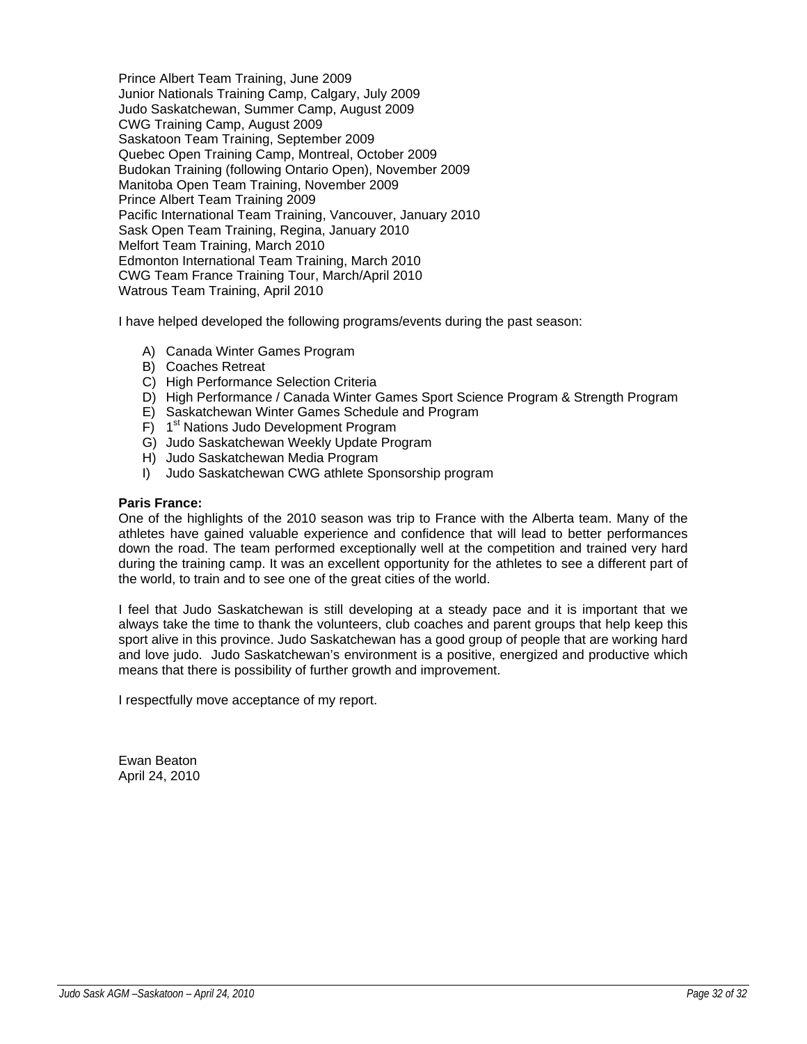Prince Albert Team Training, June 2009
Junior Nationals Training Camp, Calgary, July 2009
Judo Saskatchewan, Summer Camp, August 2009
CWG Training Camp, August 2009
Saskatoon Team Training, September 2009
Quebec Open Training Camp, Montreal, October 2009
Budokan Training (following Ontario Open), November 2009
Manitoba Open Team Training, November 2009
Prince Albert Team Training 2009
Pacific International Team Training, Vancouver, January 2010
Sask Open Team Training, Regina, January 2010
Melfort Team Training, March 2010
Edmonton International Team Training, March 2010
CWG Team France Training Tour, March/April 2010
Watrous Team Training, April 2010

I have helped developed the following programs/events during the past season:

A) Canada Winter Games Program
B) Coaches Retreat
C) High Performance Selection Criteria
D) High Performance / Canada Winter Games Sport Science Program & Strength Program
E) Saskatchewan Winter Games Schedule and Program
F) 1st Nations Judo Development Program
G) Judo Saskatchewan Weekly Update Program
H) Judo Saskatchewan Media Program
I) Judo Saskatchewan CWG athlete Sponsorship program

**Paris France:**
One of the highlights of the 2010 season was trip to France with the Alberta team. Many of the athletes have gained valuable experience and confidence that will lead to better performances down the road. The team performed exceptionally well at the competition and trained very hard during the training camp. It was an excellent opportunity for the athletes to see a different part of the world, to train and to see one of the great cities of the world.

I feel that Judo Saskatchewan is still developing at a steady pace and it is important that we always take the time to thank the volunteers, club coaches and parent groups that help keep this sport alive in this province. Judo Saskatchewan has a good group of people that are working hard and love judo. Judo Saskatchewan's environment is a positive, energized and productive which means that there is possibility of further growth and improvement.

I respectfully move acceptance of my report.

Ewan Beaton
April 24, 2010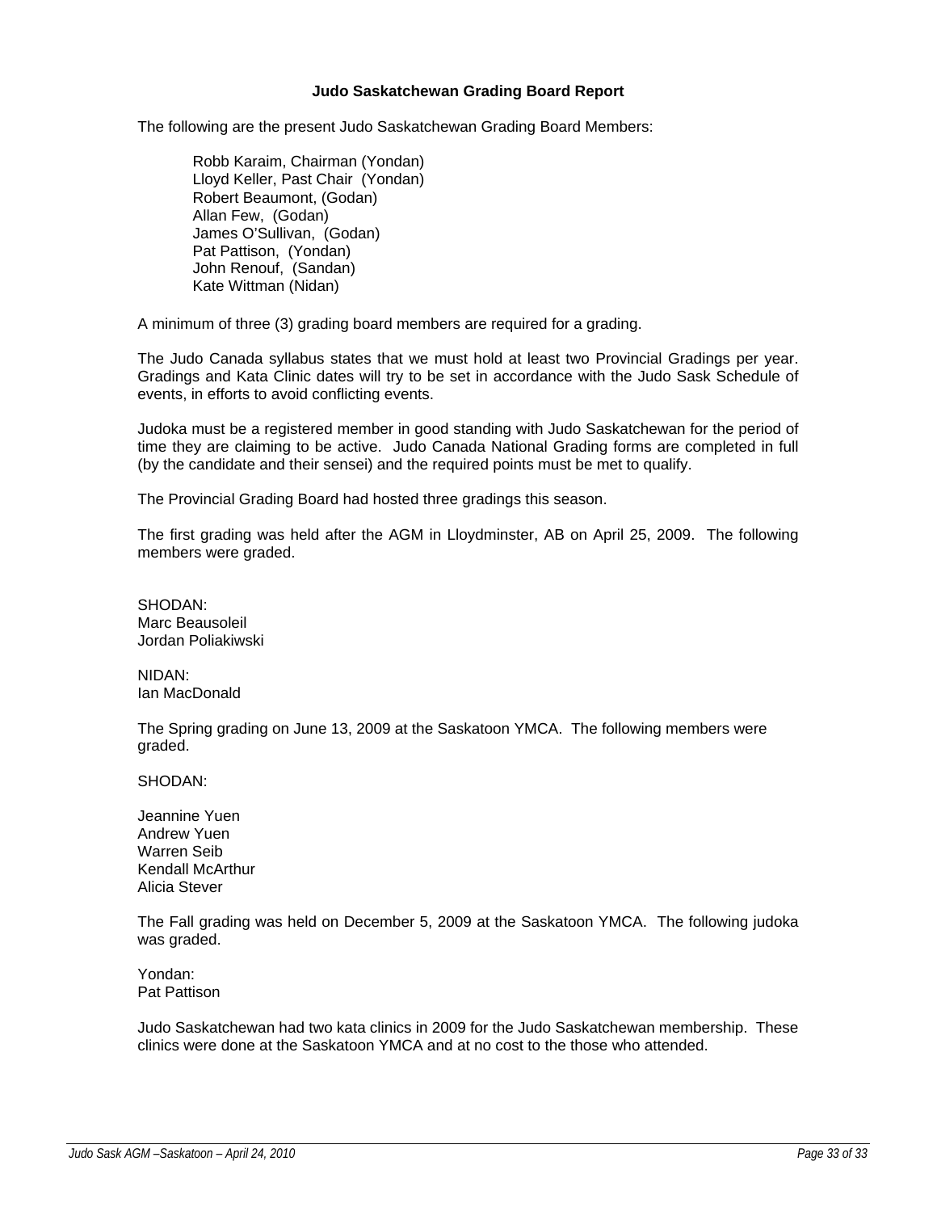# Judo Saskatchewan Grading Board Report

The following are the present Judo Saskatchewan Grading Board Members:

Robb Karaim, Chairman (Yondan)
Lloyd Keller, Past Chair (Yondan)
Robert Beaumont, (Godan)
Allan Few, (Godan)
James O'Sullivan, (Godan)
Pat Pattison, (Yondan)
John Renouf, (Sandan)
Kate Wittman (Nidan)

A minimum of three (3) grading board members are required for a grading.

The Judo Canada syllabus states that we must hold at least two Provincial Gradings per year. Gradings and Kata Clinic dates will try to be set in accordance with the Judo Sask Schedule of events, in efforts to avoid conflicting events.

Judoka must be a registered member in good standing with Judo Saskatchewan for the period of time they are claiming to be active. Judo Canada National Grading forms are completed in full (by the candidate and their sensei) and the required points must be met to qualify.

The Provincial Grading Board had hosted three gradings this season.

The first grading was held after the AGM in Lloydminster, AB on April 25, 2009. The following members were graded.

SHODAN:
Marc Beausoleil
Jordan Poliakiwski

NIDAN:
Ian MacDonald

The Spring grading on June 13, 2009 at the Saskatoon YMCA. The following members were graded.

SHODAN:

Jeannine Yuen
Andrew Yuen
Warren Seib
Kendall McArthur
Alicia Stever

The Fall grading was held on December 5, 2009 at the Saskatoon YMCA. The following judoka was graded.

Yondan:
Pat Pattison

Judo Saskatchewan had two kata clinics in 2009 for the Judo Saskatchewan membership. These clinics were done at the Saskatoon YMCA and at no cost to the those who attended.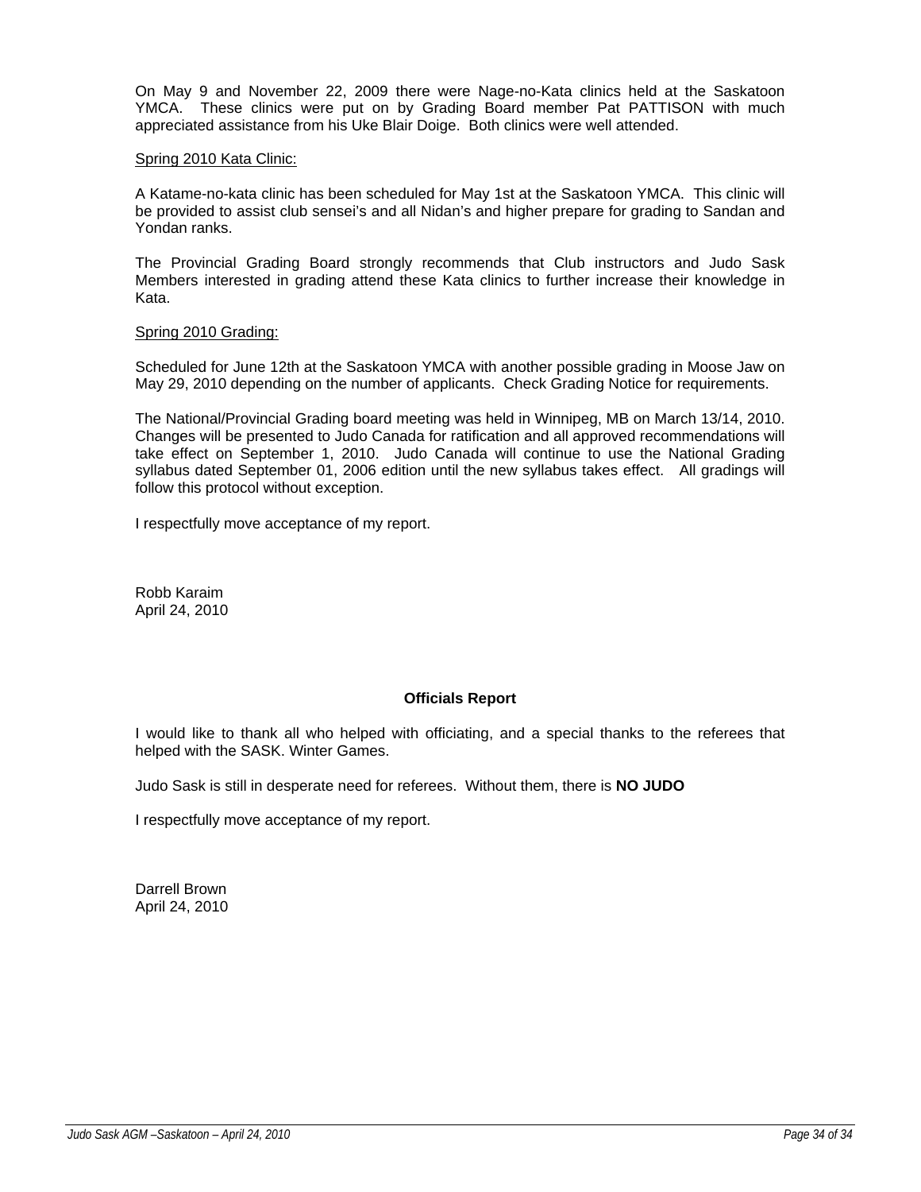On May 9 and November 22, 2009 there were Nage-no-Kata clinics held at the Saskatoon YMCA. These clinics were put on by Grading Board member Pat PATTISON with much appreciated assistance from his Uke Blair Doige. Both clinics were well attended.

<u>Spring 2010 Kata Clinic:</u>

A Katame-no-kata clinic has been scheduled for May 1st at the Saskatoon YMCA. This clinic will be provided to assist club sensei's and all Nidan's and higher prepare for grading to Sandan and Yondan ranks.

The Provincial Grading Board strongly recommends that Club instructors and Judo Sask Members interested in grading attend these Kata clinics to further increase their knowledge in Kata.

<u>Spring 2010 Grading:</u>

Scheduled for June 12th at the Saskatoon YMCA with another possible grading in Moose Jaw on May 29, 2010 depending on the number of applicants. Check Grading Notice for requirements.

The National/Provincial Grading board meeting was held in Winnipeg, MB on March 13/14, 2010. Changes will be presented to Judo Canada for ratification and all approved recommendations will take effect on September 1, 2010. Judo Canada will continue to use the National Grading syllabus dated September 01, 2006 edition until the new syllabus takes effect. All gradings will follow this protocol without exception.

I respectfully move acceptance of my report.

Robb Karaim
April 24, 2010

**Officials Report**

I would like to thank all who helped with officiating, and a special thanks to the referees that helped with the SASK. Winter Games.

Judo Sask is still in desperate need for referees. Without them, there is **NO JUDO**

I respectfully move acceptance of my report.

Darrell Brown
April 24, 2010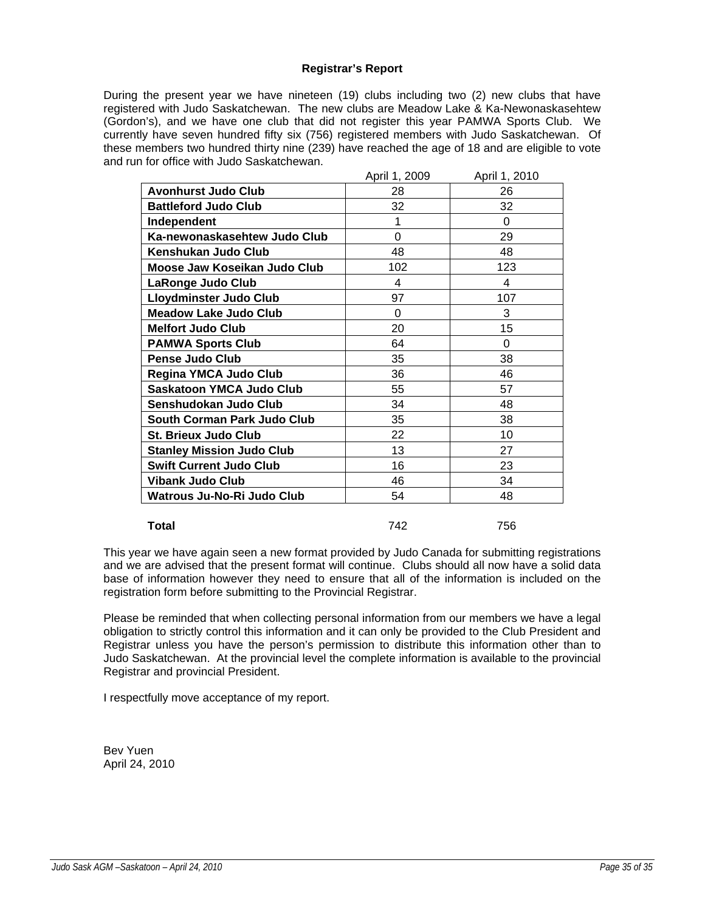### Registrar's Report

During the present year we have nineteen (19) clubs including two (2) new clubs that have registered with Judo Saskatchewan. The new clubs are Meadow Lake & Ka-Newonaskasehtew (Gordon's), and we have one club that did not register this year PAMWA Sports Club. We currently have seven hundred fifty six (756) registered members with Judo Saskatchewan. Of these members two hundred thirty nine (239) have reached the age of 18 and are eligible to vote and run for office with Judo Saskatchewan.

| | April 1, 2009 | April 1, 2010 |
|---|---|---|
| **Avonhurst Judo Club** | 28 | 26 |
| **Battleford Judo Club** | 32 | 32 |
| **Independent** | 1 | 0 |
| **Ka-newonaskasehtew Judo Club** | 0 | 29 |
| **Kenshukan Judo Club** | 48 | 48 |
| **Moose Jaw Koseikan Judo Club** | 102 | 123 |
| **LaRonge Judo Club** | 4 | 4 |
| **Lloydminster Judo Club** | 97 | 107 |
| **Meadow Lake Judo Club** | 0 | 3 |
| **Melfort Judo Club** | 20 | 15 |
| **PAMWA Sports Club** | 64 | 0 |
| **Pense Judo Club** | 35 | 38 |
| **Regina YMCA Judo Club** | 36 | 46 |
| **Saskatoon YMCA Judo Club** | 55 | 57 |
| **Senshudokan Judo Club** | 34 | 48 |
| **South Corman Park Judo Club** | 35 | 38 |
| **St. Brieux Judo Club** | 22 | 10 |
| **Stanley Mission Judo Club** | 13 | 27 |
| **Swift Current Judo Club** | 16 | 23 |
| **Vibank Judo Club** | 46 | 34 |
| **Watrous Ju-No-Ri Judo Club** | 54 | 48 |
| **Total** | 742 | 756 |

This year we have again seen a new format provided by Judo Canada for submitting registrations and we are advised that the present format will continue. Clubs should all now have a solid data base of information however they need to ensure that all of the information is included on the registration form before submitting to the Provincial Registrar.

Please be reminded that when collecting personal information from our members we have a legal obligation to strictly control this information and it can only be provided to the Club President and Registrar unless you have the person's permission to distribute this information other than to Judo Saskatchewan. At the provincial level the complete information is available to the provincial Registrar and provincial President.

I respectfully move acceptance of my report.

Bev Yuen
April 24, 2010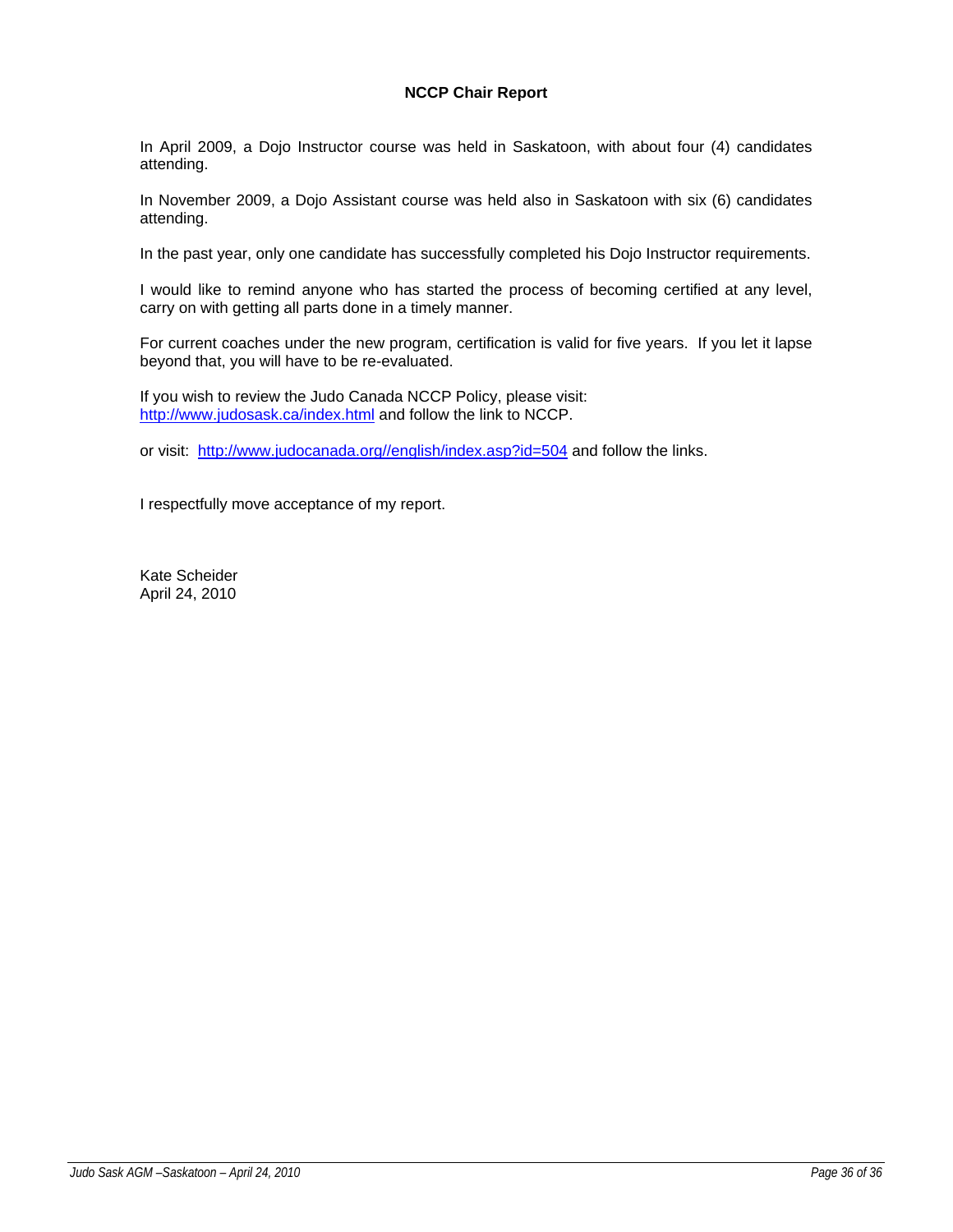## NCCP Chair Report

In April 2009, a Dojo Instructor course was held in Saskatoon, with about four (4) candidates attending.

In November 2009, a Dojo Assistant course was held also in Saskatoon with six (6) candidates attending.

In the past year, only one candidate has successfully completed his Dojo Instructor requirements.

I would like to remind anyone who has started the process of becoming certified at any level, carry on with getting all parts done in a timely manner.

For current coaches under the new program, certification is valid for five years. If you let it lapse beyond that, you will have to be re-evaluated.

If you wish to review the Judo Canada NCCP Policy, please visit:
http://www.judosask.ca/index.html and follow the link to NCCP.

or visit: http://www.judocanada.org//english/index.asp?id=504 and follow the links.

I respectfully move acceptance of my report.

Kate Scheider
April 24, 2010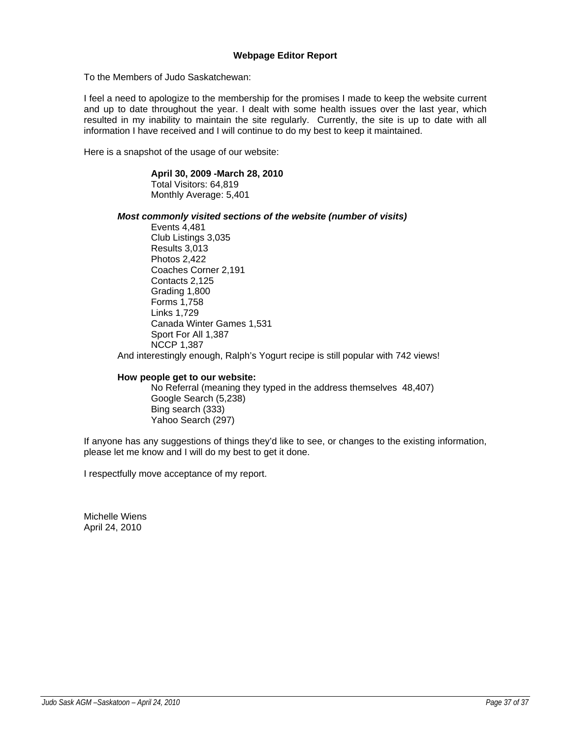## Webpage Editor Report

To the Members of Judo Saskatchewan:

I feel a need to apologize to the membership for the promises I made to keep the website current and up to date throughout the year. I dealt with some health issues over the last year, which resulted in my inability to maintain the site regularly. Currently, the site is up to date with all information I have received and I will continue to do my best to keep it maintained.

Here is a snapshot of the usage of our website:

**April 30, 2009 -March 28, 2010**
Total Visitors: 64,819
Monthly Average: 5,401

***Most commonly visited sections of the website (number of visits)***

Events 4,481
Club Listings 3,035
Results 3,013
Photos 2,422
Coaches Corner 2,191
Contacts 2,125
Grading 1,800
Forms 1,758
Links 1,729
Canada Winter Games 1,531
Sport For All 1,387
NCCP 1,387

And interestingly enough, Ralph's Yogurt recipe is still popular with 742 views!

**How people get to our website:**

No Referral (meaning they typed in the address themselves 48,407)
Google Search (5,238)
Bing search (333)
Yahoo Search (297)

If anyone has any suggestions of things they'd like to see, or changes to the existing information, please let me know and I will do my best to get it done.

I respectfully move acceptance of my report.

Michelle Wiens
April 24, 2010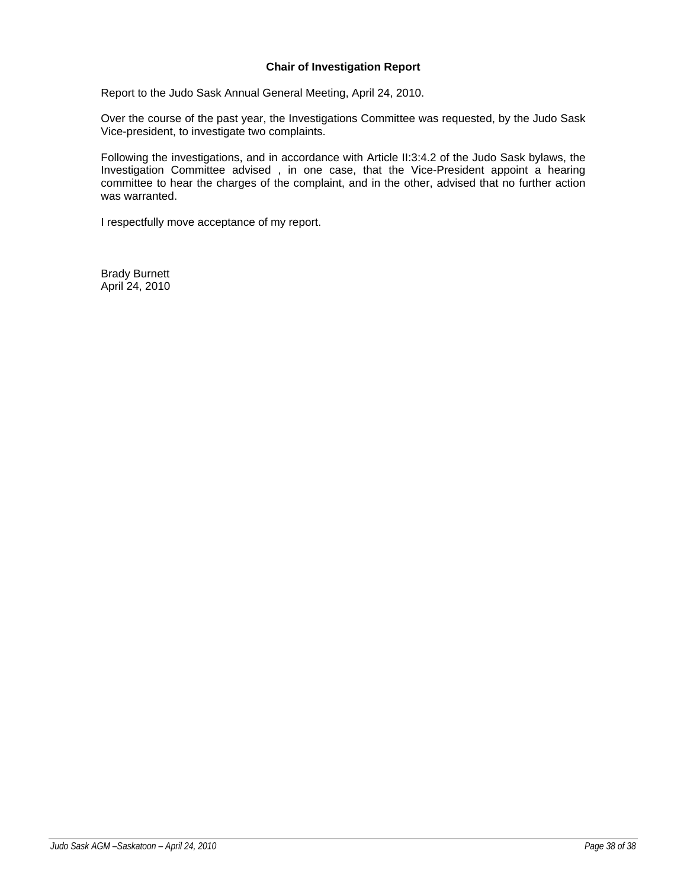### Chair of Investigation Report

Report to the Judo Sask Annual General Meeting, April 24, 2010.

Over the course of the past year, the Investigations Committee was requested, by the Judo Sask Vice-president, to investigate two complaints.

Following the investigations, and in accordance with Article II:3:4.2 of the Judo Sask bylaws, the Investigation Committee advised , in one case, that the Vice-President appoint a hearing committee to hear the charges of the complaint, and in the other, advised that no further action was warranted.

I respectfully move acceptance of my report.

Brady Burnett
April 24, 2010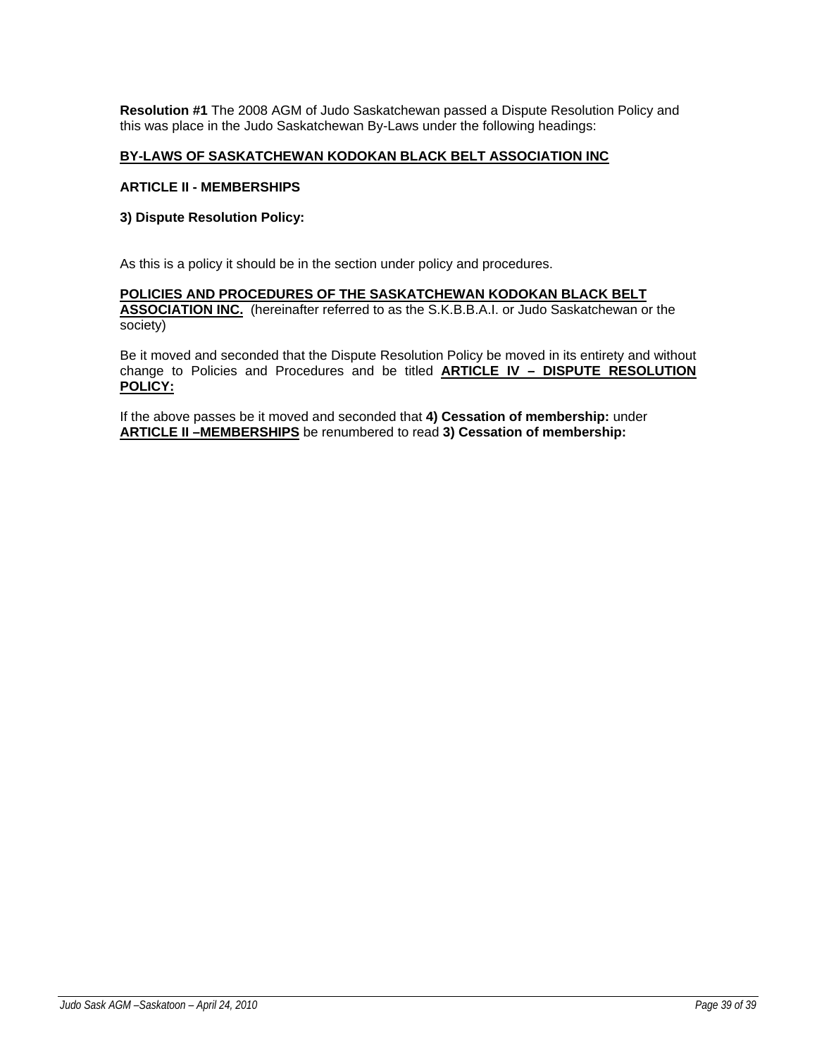**Resolution #1** The 2008 AGM of Judo Saskatchewan passed a Dispute Resolution Policy and this was place in the Judo Saskatchewan By-Laws under the following headings:

**BY-LAWS OF SASKATCHEWAN KODOKAN BLACK BELT ASSOCIATION INC**

**ARTICLE II - MEMBERSHIPS**

**3) Dispute Resolution Policy:**

As this is a policy it should be in the section under policy and procedures.

**POLICIES AND PROCEDURES OF THE SASKATCHEWAN KODOKAN BLACK BELT ASSOCIATION INC.** (hereinafter referred to as the S.K.B.B.A.I. or Judo Saskatchewan or the society)

Be it moved and seconded that the Dispute Resolution Policy be moved in its entirety and without change to Policies and Procedures and be titled **ARTICLE IV – DISPUTE RESOLUTION POLICY:**

If the above passes be it moved and seconded that **4) Cessation of membership:** under **ARTICLE II –MEMBERSHIPS** be renumbered to read **3) Cessation of membership:**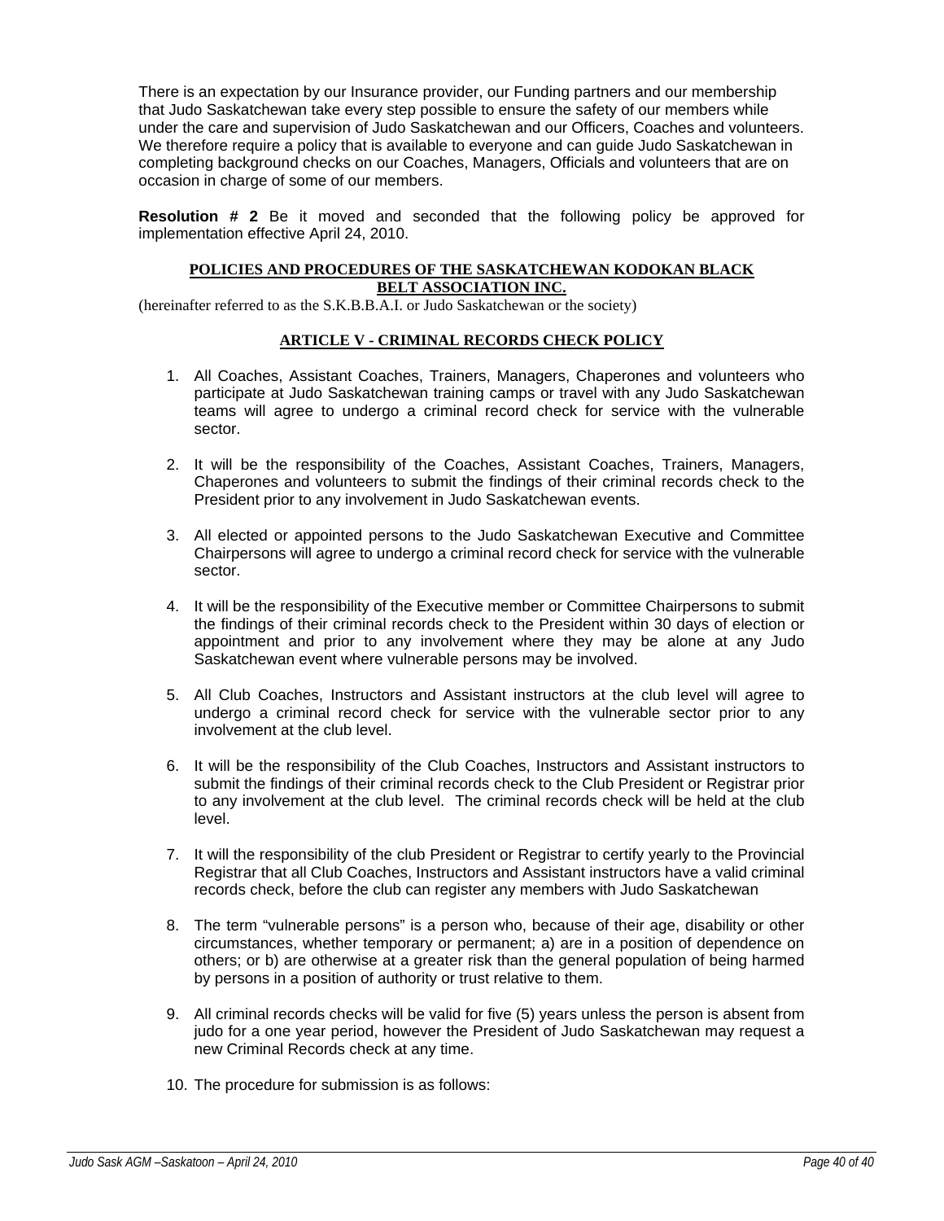There is an expectation by our Insurance provider, our Funding partners and our membership that Judo Saskatchewan take every step possible to ensure the safety of our members while under the care and supervision of Judo Saskatchewan and our Officers, Coaches and volunteers. We therefore require a policy that is available to everyone and can guide Judo Saskatchewan in completing background checks on our Coaches, Managers, Officials and volunteers that are on occasion in charge of some of our members.

**Resolution # 2** Be it moved and seconded that the following policy be approved for implementation effective April 24, 2010.

**POLICIES AND PROCEDURES OF THE SASKATCHEWAN KODOKAN BLACK BELT ASSOCIATION INC.**

(hereinafter referred to as the S.K.B.B.A.I. or Judo Saskatchewan or the society)

**ARTICLE V - CRIMINAL RECORDS CHECK POLICY**

1. All Coaches, Assistant Coaches, Trainers, Managers, Chaperones and volunteers who participate at Judo Saskatchewan training camps or travel with any Judo Saskatchewan teams will agree to undergo a criminal record check for service with the vulnerable sector.

2. It will be the responsibility of the Coaches, Assistant Coaches, Trainers, Managers, Chaperones and volunteers to submit the findings of their criminal records check to the President prior to any involvement in Judo Saskatchewan events.

3. All elected or appointed persons to the Judo Saskatchewan Executive and Committee Chairpersons will agree to undergo a criminal record check for service with the vulnerable sector.

4. It will be the responsibility of the Executive member or Committee Chairpersons to submit the findings of their criminal records check to the President within 30 days of election or appointment and prior to any involvement where they may be alone at any Judo Saskatchewan event where vulnerable persons may be involved.

5. All Club Coaches, Instructors and Assistant instructors at the club level will agree to undergo a criminal record check for service with the vulnerable sector prior to any involvement at the club level.

6. It will be the responsibility of the Club Coaches, Instructors and Assistant instructors to submit the findings of their criminal records check to the Club President or Registrar prior to any involvement at the club level. The criminal records check will be held at the club level.

7. It will the responsibility of the club President or Registrar to certify yearly to the Provincial Registrar that all Club Coaches, Instructors and Assistant instructors have a valid criminal records check, before the club can register any members with Judo Saskatchewan

8. The term "vulnerable persons" is a person who, because of their age, disability or other circumstances, whether temporary or permanent; a) are in a position of dependence on others; or b) are otherwise at a greater risk than the general population of being harmed by persons in a position of authority or trust relative to them.

9. All criminal records checks will be valid for five (5) years unless the person is absent from judo for a one year period, however the President of Judo Saskatchewan may request a new Criminal Records check at any time.

10. The procedure for submission is as follows: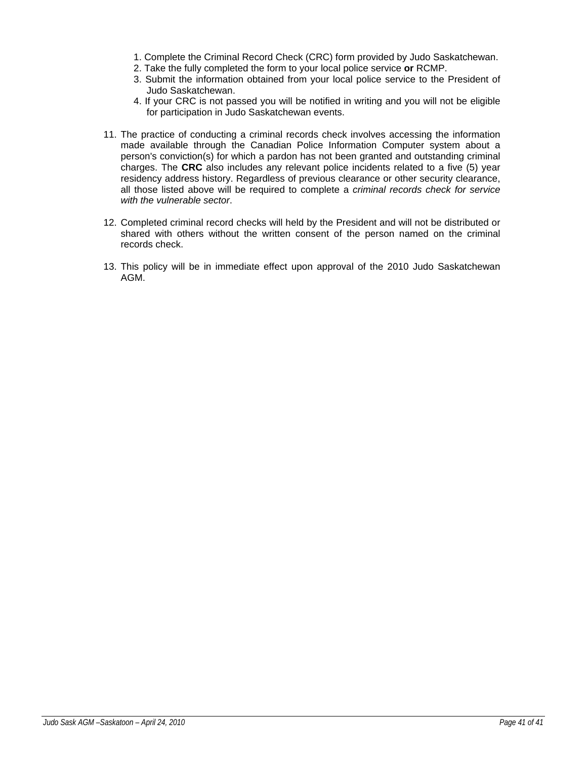1. Complete the Criminal Record Check (CRC) form provided by Judo Saskatchewan.
2. Take the fully completed the form to your local police service **or** RCMP.
3. Submit the information obtained from your local police service to the President of Judo Saskatchewan.
4. If your CRC is not passed you will be notified in writing and you will not be eligible for participation in Judo Saskatchewan events.

11. The practice of conducting a criminal records check involves accessing the information made available through the Canadian Police Information Computer system about a person's conviction(s) for which a pardon has not been granted and outstanding criminal charges. The **CRC** also includes any relevant police incidents related to a five (5) year residency address history. Regardless of previous clearance or other security clearance, all those listed above will be required to complete a *criminal records check for service with the vulnerable sector*.

12. Completed criminal record checks will held by the President and will not be distributed or shared with others without the written consent of the person named on the criminal records check.

13. This policy will be in immediate effect upon approval of the 2010 Judo Saskatchewan AGM.